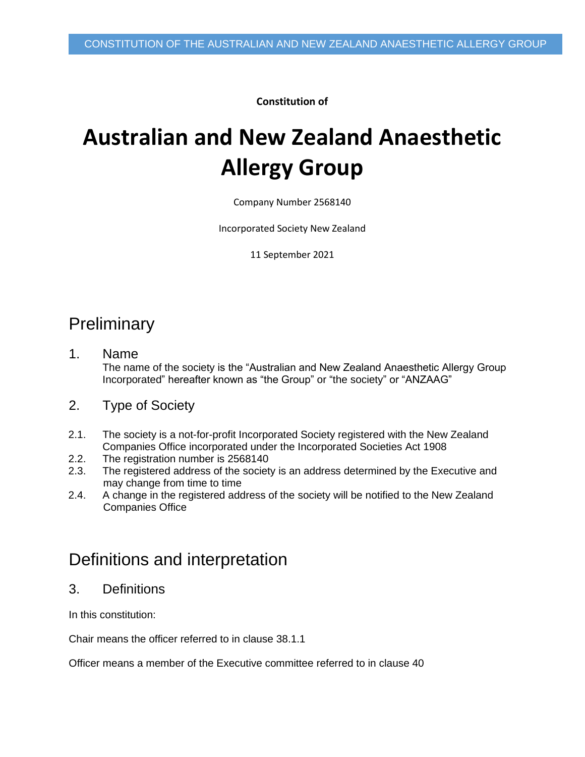**Constitution of**

# Australian and New Zealand Anaesthetic Allergy Group

Company Number 2568140

Incorporated Society New Zealand

11 September 2021

## Preliminary

### 1. Name

The name of the society is the "Australian and New Zealand Anaesthetic Allergy Group Incorporated" hereafter known as "the Group" or "the society" or "ANZAAG"

### 2. Type of Society

2.1. The society is a not-for-profit Incorporated Society registered with the New Zealand Companies Office incorporated under the Incorporated Societies Act 1908

2.2. The registration number is 2568140

2.3. The registered address of the society is an address determined by the Executive and may change from time to time

2.4. A change in the registered address of the society will be notified to the New Zealand Companies Office

## Definitions and interpretation

### 3. Definitions

In this constitution:

Chair means the officer referred to in clause 38.1.1

Officer means a member of the Executive committee referred to in clause 40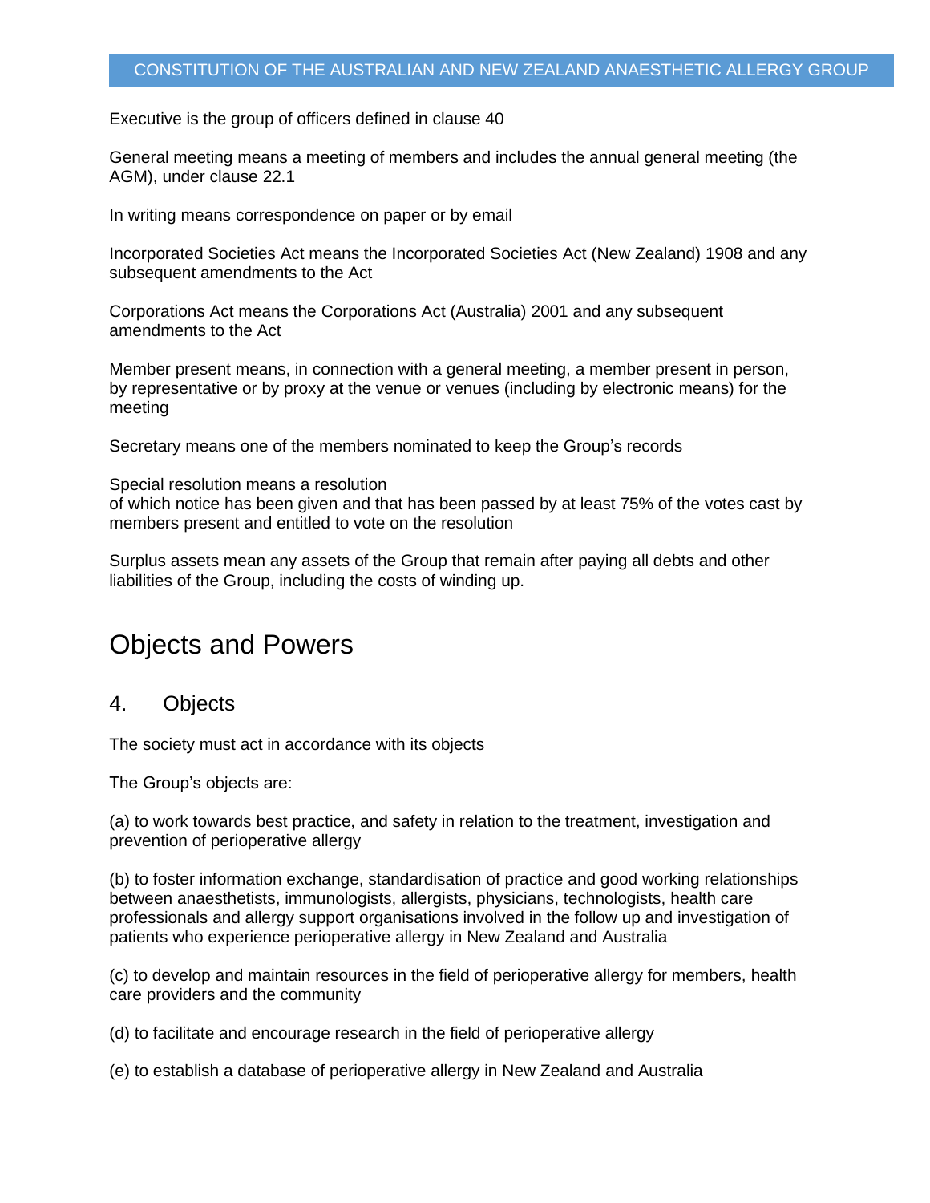Executive is the group of officers defined in clause 40

General meeting means a meeting of members and includes the annual general meeting (the AGM), under clause 22.1

In writing means correspondence on paper or by email

Incorporated Societies Act means the Incorporated Societies Act (New Zealand) 1908 and any subsequent amendments to the Act

Corporations Act means the Corporations Act (Australia) 2001 and any subsequent amendments to the Act

Member present means, in connection with a general meeting, a member present in person, by representative or by proxy at the venue or venues (including by electronic means) for the meeting

Secretary means one of the members nominated to keep the Group's records

Special resolution means a resolution
of which notice has been given and that has been passed by at least 75% of the votes cast by members present and entitled to vote on the resolution

Surplus assets mean any assets of the Group that remain after paying all debts and other liabilities of the Group, including the costs of winding up.

# Objects and Powers

## 4. Objects

The society must act in accordance with its objects

The Group's objects are:

(a) to work towards best practice, and safety in relation to the treatment, investigation and prevention of perioperative allergy

(b) to foster information exchange, standardisation of practice and good working relationships between anaesthetists, immunologists, allergists, physicians, technologists, health care professionals and allergy support organisations involved in the follow up and investigation of patients who experience perioperative allergy in New Zealand and Australia

(c) to develop and maintain resources in the field of perioperative allergy for members, health care providers and the community

(d) to facilitate and encourage research in the field of perioperative allergy

(e) to establish a database of perioperative allergy in New Zealand and Australia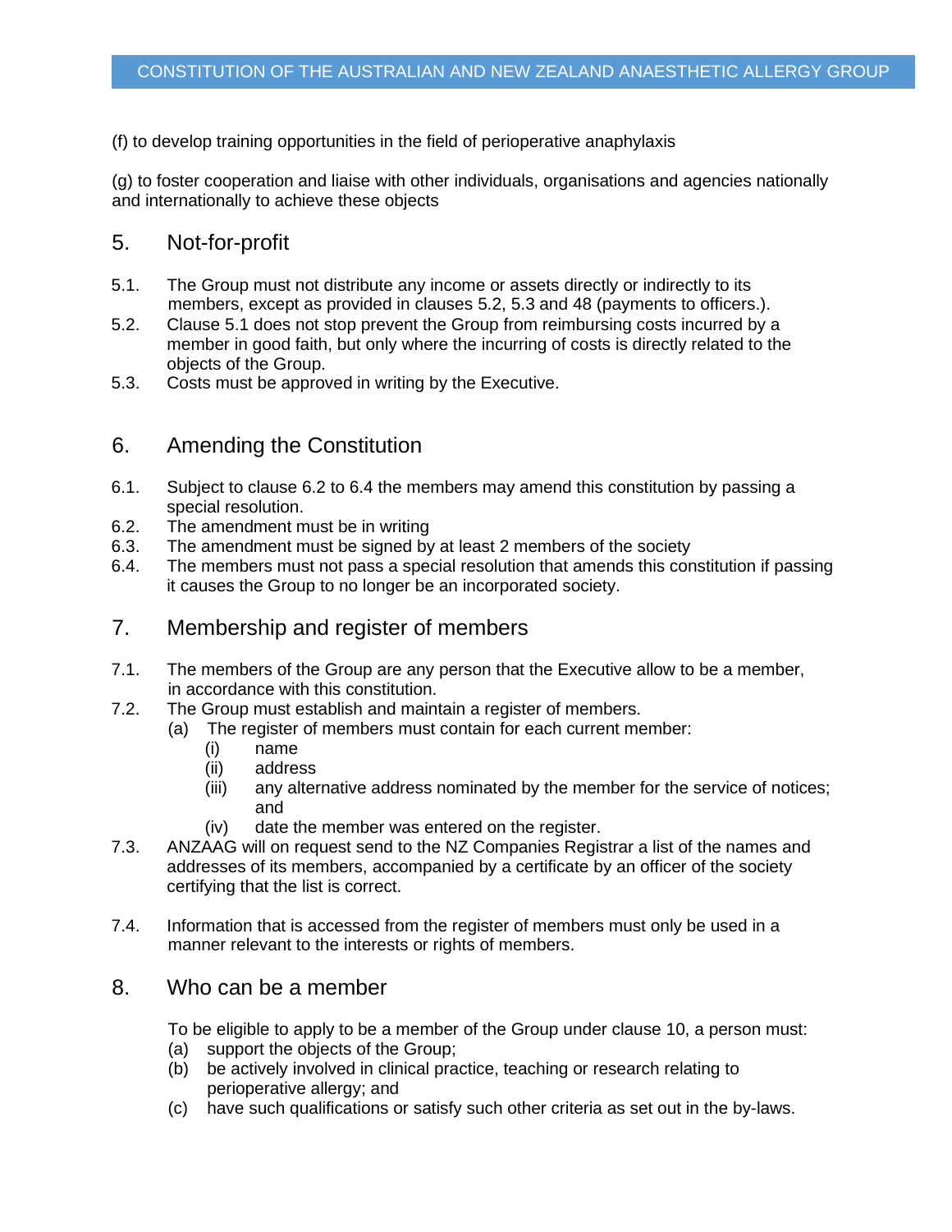(f) to develop training opportunities in the field of perioperative anaphylaxis

(g) to foster cooperation and liaise with other individuals, organisations and agencies nationally and internationally to achieve these objects

## 5. Not-for-profit

5.1. The Group must not distribute any income or assets directly or indirectly to its members, except as provided in clauses 5.2, 5.3 and 48 (payments to officers.).

5.2. Clause 5.1 does not stop prevent the Group from reimbursing costs incurred by a member in good faith, but only where the incurring of costs is directly related to the objects of the Group.

5.3. Costs must be approved in writing by the Executive.

## 6. Amending the Constitution

6.1. Subject to clause 6.2 to 6.4 the members may amend this constitution by passing a special resolution.

6.2. The amendment must be in writing

6.3. The amendment must be signed by at least 2 members of the society

6.4. The members must not pass a special resolution that amends this constitution if passing it causes the Group to no longer be an incorporated society.

## 7. Membership and register of members

7.1. The members of the Group are any person that the Executive allow to be a member, in accordance with this constitution.

7.2. The Group must establish and maintain a register of members.

(a) The register of members must contain for each current member:

(i) name

(ii) address

(iii) any alternative address nominated by the member for the service of notices; and

(iv) date the member was entered on the register.

7.3. ANZAAG will on request send to the NZ Companies Registrar a list of the names and addresses of its members, accompanied by a certificate by an officer of the society certifying that the list is correct.

7.4. Information that is accessed from the register of members must only be used in a manner relevant to the interests or rights of members.

## 8. Who can be a member

To be eligible to apply to be a member of the Group under clause 10, a person must:

(a) support the objects of the Group;

(b) be actively involved in clinical practice, teaching or research relating to perioperative allergy; and

(c) have such qualifications or satisfy such other criteria as set out in the by-laws.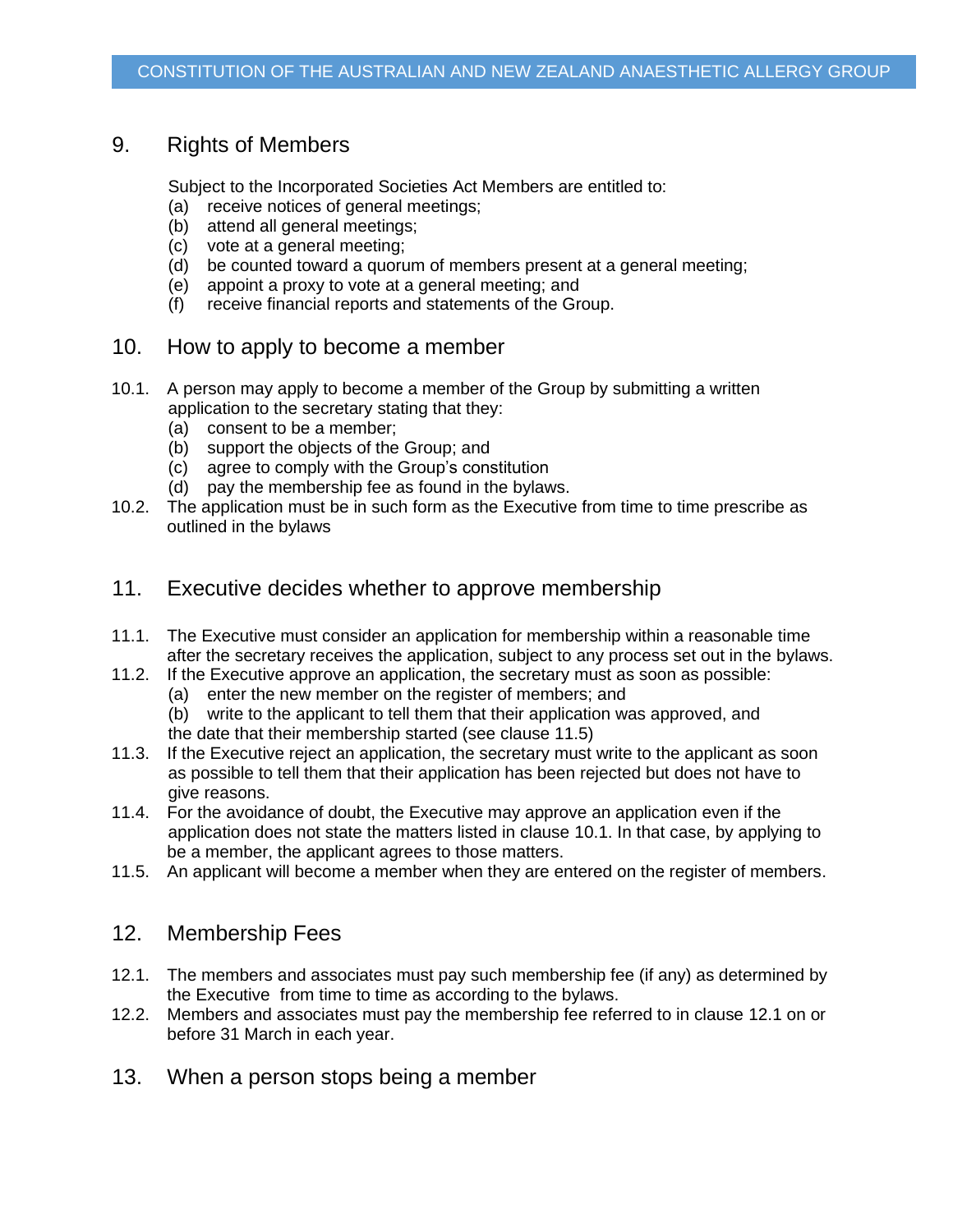## 9. Rights of Members

Subject to the Incorporated Societies Act Members are entitled to:

(a) receive notices of general meetings;
(b) attend all general meetings;
(c) vote at a general meeting;
(d) be counted toward a quorum of members present at a general meeting;
(e) appoint a proxy to vote at a general meeting; and
(f) receive financial reports and statements of the Group.

## 10. How to apply to become a member

10.1. A person may apply to become a member of the Group by submitting a written application to the secretary stating that they:

(a) consent to be a member;
(b) support the objects of the Group; and
(c) agree to comply with the Group's constitution
(d) pay the membership fee as found in the bylaws.

10.2. The application must be in such form as the Executive from time to time prescribe as outlined in the bylaws

## 11. Executive decides whether to approve membership

11.1. The Executive must consider an application for membership within a reasonable time after the secretary receives the application, subject to any process set out in the bylaws.

11.2. If the Executive approve an application, the secretary must as soon as possible:

(a) enter the new member on the register of members; and
(b) write to the applicant to tell them that their application was approved, and

the date that their membership started (see clause 11.5)

11.3. If the Executive reject an application, the secretary must write to the applicant as soon as possible to tell them that their application has been rejected but does not have to give reasons.

11.4. For the avoidance of doubt, the Executive may approve an application even if the application does not state the matters listed in clause 10.1. In that case, by applying to be a member, the applicant agrees to those matters.

11.5. An applicant will become a member when they are entered on the register of members.

## 12. Membership Fees

12.1. The members and associates must pay such membership fee (if any) as determined by the Executive from time to time as according to the bylaws.

12.2. Members and associates must pay the membership fee referred to in clause 12.1 on or before 31 March in each year.

## 13. When a person stops being a member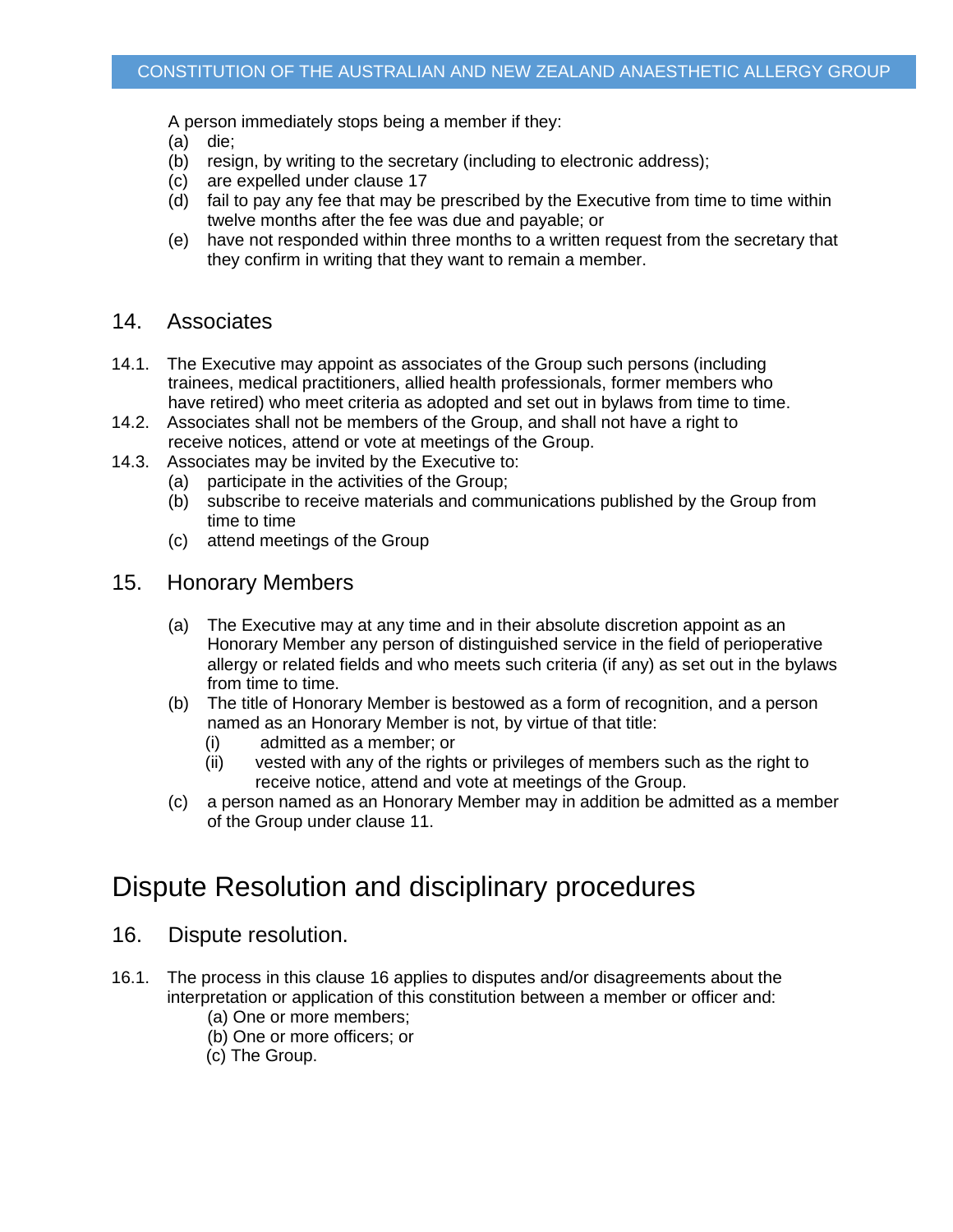A person immediately stops being a member if they:

(a) die;
(b) resign, by writing to the secretary (including to electronic address);
(c) are expelled under clause 17
(d) fail to pay any fee that may be prescribed by the Executive from time to time within twelve months after the fee was due and payable; or
(e) have not responded within three months to a written request from the secretary that they confirm in writing that they want to remain a member.

## 14. Associates

14.1. The Executive may appoint as associates of the Group such persons (including trainees, medical practitioners, allied health professionals, former members who have retired) who meet criteria as adopted and set out in bylaws from time to time.

14.2. Associates shall not be members of the Group, and shall not have a right to receive notices, attend or vote at meetings of the Group.

14.3. Associates may be invited by the Executive to:

(a) participate in the activities of the Group;
(b) subscribe to receive materials and communications published by the Group from time to time
(c) attend meetings of the Group

## 15. Honorary Members

(a) The Executive may at any time and in their absolute discretion appoint as an Honorary Member any person of distinguished service in the field of perioperative allergy or related fields and who meets such criteria (if any) as set out in the bylaws from time to time.
(b) The title of Honorary Member is bestowed as a form of recognition, and a person named as an Honorary Member is not, by virtue of that title:
    (i) admitted as a member; or
    (ii) vested with any of the rights or privileges of members such as the right to receive notice, attend and vote at meetings of the Group.
(c) a person named as an Honorary Member may in addition be admitted as a member of the Group under clause 11.

# Dispute Resolution and disciplinary procedures

## 16. Dispute resolution.

16.1. The process in this clause 16 applies to disputes and/or disagreements about the interpretation or application of this constitution between a member or officer and:

(a) One or more members;
(b) One or more officers; or
(c) The Group.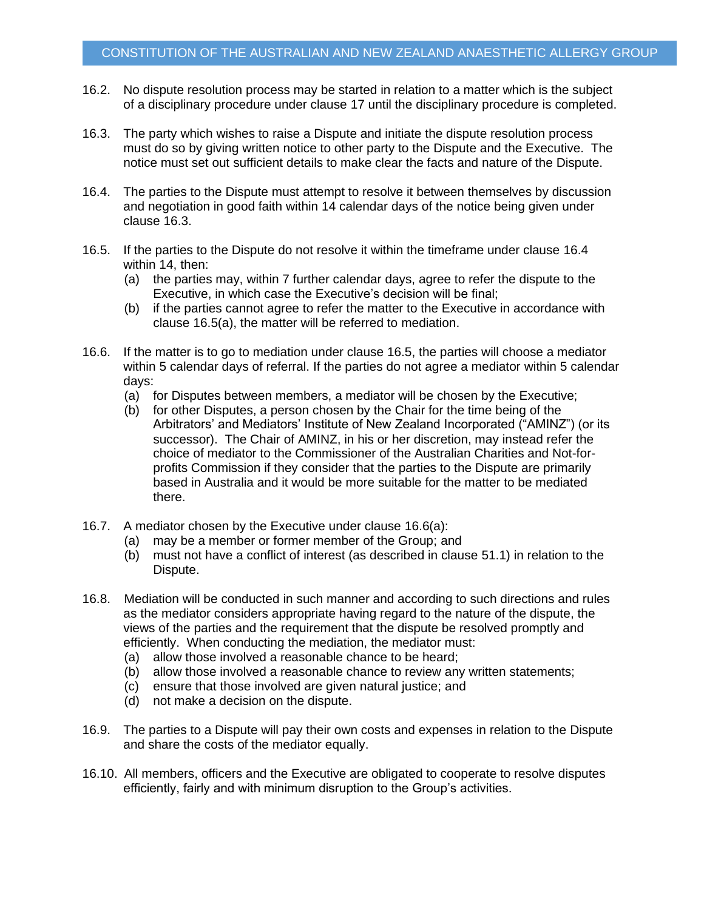16.2. No dispute resolution process may be started in relation to a matter which is the subject of a disciplinary procedure under clause 17 until the disciplinary procedure is completed.

16.3. The party which wishes to raise a Dispute and initiate the dispute resolution process must do so by giving written notice to other party to the Dispute and the Executive. The notice must set out sufficient details to make clear the facts and nature of the Dispute.

16.4. The parties to the Dispute must attempt to resolve it between themselves by discussion and negotiation in good faith within 14 calendar days of the notice being given under clause 16.3.

16.5. If the parties to the Dispute do not resolve it within the timeframe under clause 16.4 within 14, then:

(a) the parties may, within 7 further calendar days, agree to refer the dispute to the Executive, in which case the Executive's decision will be final;

(b) if the parties cannot agree to refer the matter to the Executive in accordance with clause 16.5(a), the matter will be referred to mediation.

16.6. If the matter is to go to mediation under clause 16.5, the parties will choose a mediator within 5 calendar days of referral. If the parties do not agree a mediator within 5 calendar days:

(a) for Disputes between members, a mediator will be chosen by the Executive;

(b) for other Disputes, a person chosen by the Chair for the time being of the Arbitrators' and Mediators' Institute of New Zealand Incorporated ("AMINZ") (or its successor). The Chair of AMINZ, in his or her discretion, may instead refer the choice of mediator to the Commissioner of the Australian Charities and Not-for-profits Commission if they consider that the parties to the Dispute are primarily based in Australia and it would be more suitable for the matter to be mediated there.

16.7. A mediator chosen by the Executive under clause 16.6(a):

(a) may be a member or former member of the Group; and

(b) must not have a conflict of interest (as described in clause 51.1) in relation to the Dispute.

16.8. Mediation will be conducted in such manner and according to such directions and rules as the mediator considers appropriate having regard to the nature of the dispute, the views of the parties and the requirement that the dispute be resolved promptly and efficiently. When conducting the mediation, the mediator must:

(a) allow those involved a reasonable chance to be heard;

(b) allow those involved a reasonable chance to review any written statements;

(c) ensure that those involved are given natural justice; and

(d) not make a decision on the dispute.

16.9. The parties to a Dispute will pay their own costs and expenses in relation to the Dispute and share the costs of the mediator equally.

16.10. All members, officers and the Executive are obligated to cooperate to resolve disputes efficiently, fairly and with minimum disruption to the Group's activities.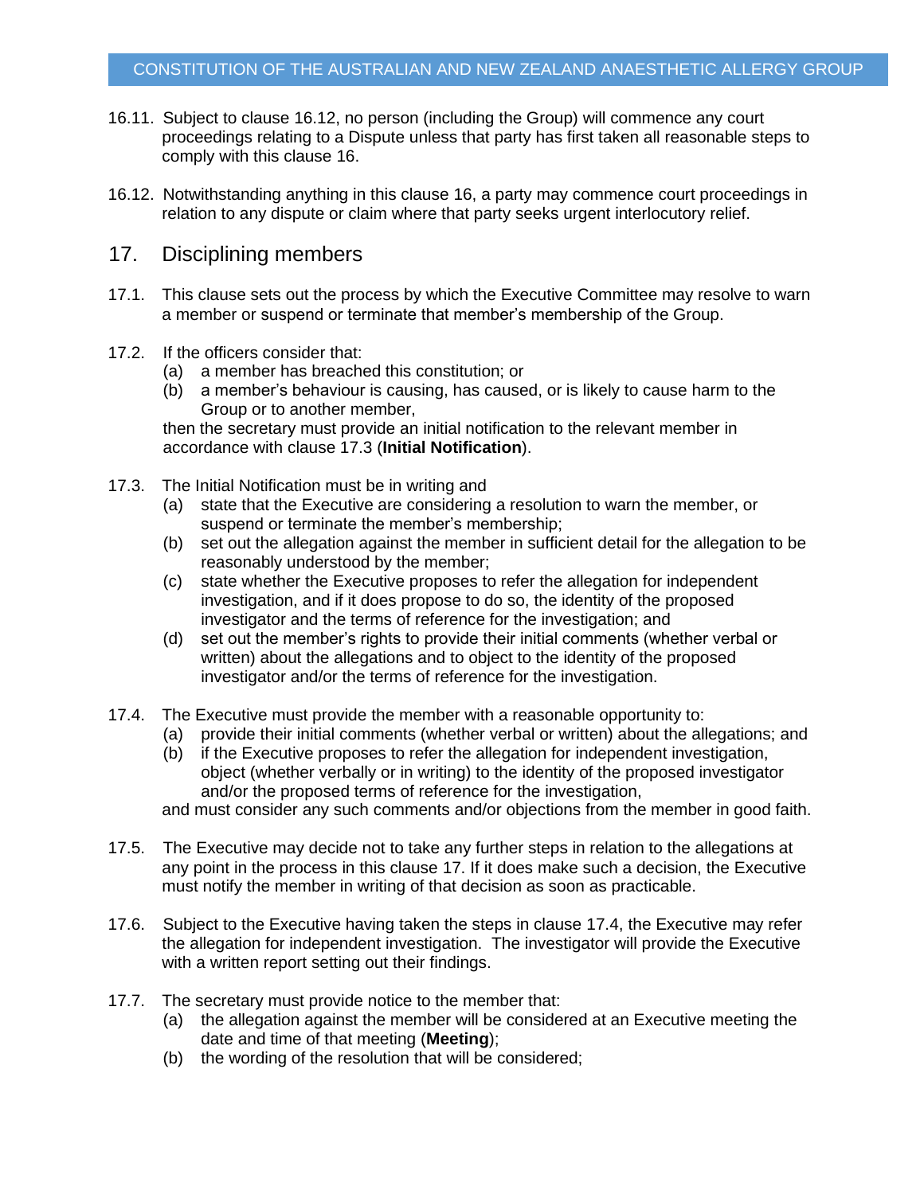16.11. Subject to clause 16.12, no person (including the Group) will commence any court proceedings relating to a Dispute unless that party has first taken all reasonable steps to comply with this clause 16.

16.12. Notwithstanding anything in this clause 16, a party may commence court proceedings in relation to any dispute or claim where that party seeks urgent interlocutory relief.

## 17. Disciplining members

17.1. This clause sets out the process by which the Executive Committee may resolve to warn a member or suspend or terminate that member's membership of the Group.

17.2. If the officers consider that:

(a) a member has breached this constitution; or

(b) a member's behaviour is causing, has caused, or is likely to cause harm to the Group or to another member,

then the secretary must provide an initial notification to the relevant member in accordance with clause 17.3 (**Initial Notification**).

17.3. The Initial Notification must be in writing and

(a) state that the Executive are considering a resolution to warn the member, or suspend or terminate the member's membership;

(b) set out the allegation against the member in sufficient detail for the allegation to be reasonably understood by the member;

(c) state whether the Executive proposes to refer the allegation for independent investigation, and if it does propose to do so, the identity of the proposed investigator and the terms of reference for the investigation; and

(d) set out the member's rights to provide their initial comments (whether verbal or written) about the allegations and to object to the identity of the proposed investigator and/or the terms of reference for the investigation.

17.4. The Executive must provide the member with a reasonable opportunity to:

(a) provide their initial comments (whether verbal or written) about the allegations; and

(b) if the Executive proposes to refer the allegation for independent investigation, object (whether verbally or in writing) to the identity of the proposed investigator and/or the proposed terms of reference for the investigation,

and must consider any such comments and/or objections from the member in good faith.

17.5. The Executive may decide not to take any further steps in relation to the allegations at any point in the process in this clause 17. If it does make such a decision, the Executive must notify the member in writing of that decision as soon as practicable.

17.6. Subject to the Executive having taken the steps in clause 17.4, the Executive may refer the allegation for independent investigation. The investigator will provide the Executive with a written report setting out their findings.

17.7. The secretary must provide notice to the member that:

(a) the allegation against the member will be considered at an Executive meeting the date and time of that meeting (**Meeting**);

(b) the wording of the resolution that will be considered;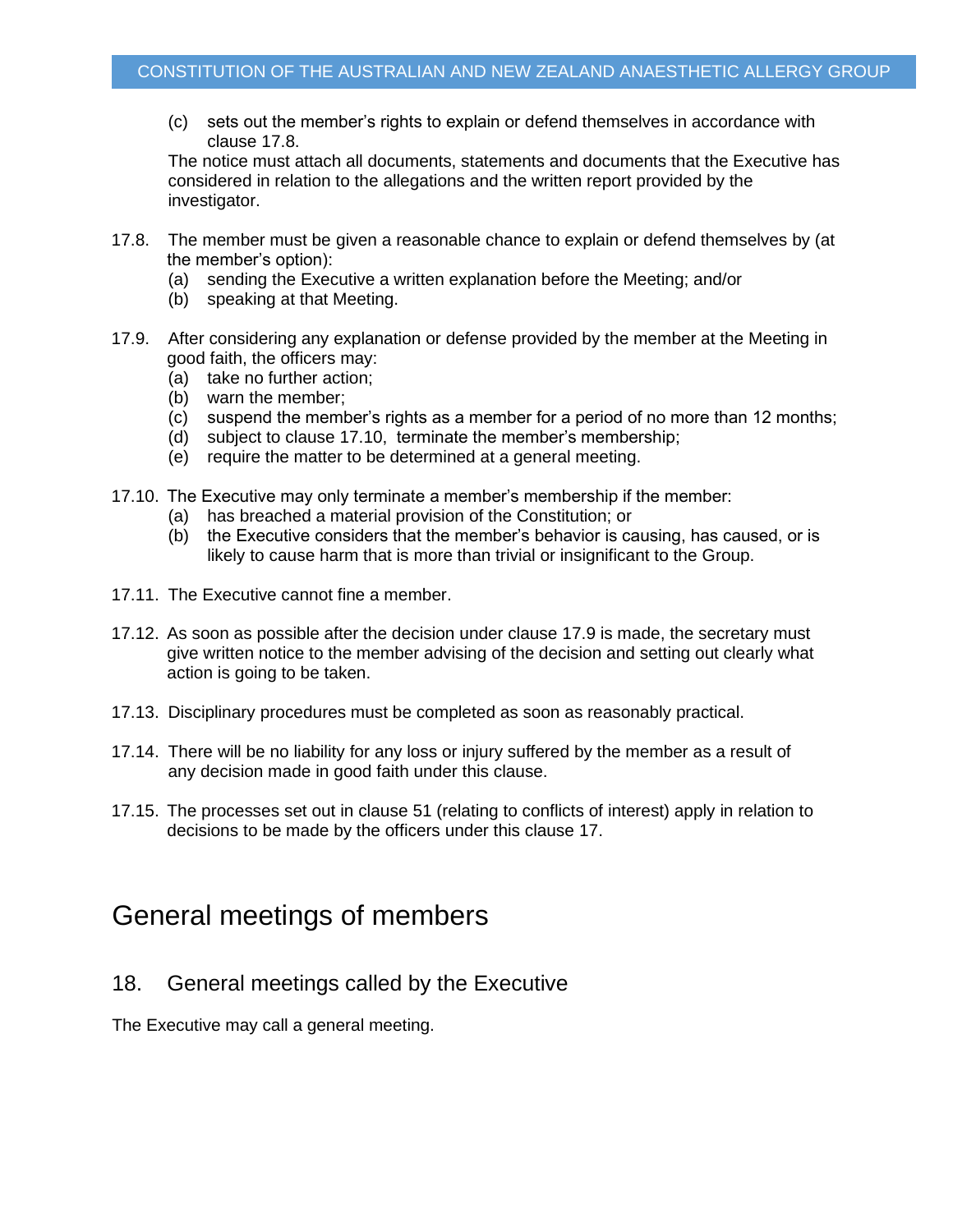(c) sets out the member's rights to explain or defend themselves in accordance with clause 17.8.

The notice must attach all documents, statements and documents that the Executive has considered in relation to the allegations and the written report provided by the investigator.

17.8. The member must be given a reasonable chance to explain or defend themselves by (at the member's option):

(a) sending the Executive a written explanation before the Meeting; and/or
(b) speaking at that Meeting.

17.9. After considering any explanation or defense provided by the member at the Meeting in good faith, the officers may:

(a) take no further action;
(b) warn the member;
(c) suspend the member's rights as a member for a period of no more than 12 months;
(d) subject to clause 17.10, terminate the member's membership;
(e) require the matter to be determined at a general meeting.

17.10. The Executive may only terminate a member's membership if the member:

(a) has breached a material provision of the Constitution; or
(b) the Executive considers that the member's behavior is causing, has caused, or is likely to cause harm that is more than trivial or insignificant to the Group.

17.11. The Executive cannot fine a member.

17.12. As soon as possible after the decision under clause 17.9 is made, the secretary must give written notice to the member advising of the decision and setting out clearly what action is going to be taken.

17.13. Disciplinary procedures must be completed as soon as reasonably practical.

17.14. There will be no liability for any loss or injury suffered by the member as a result of any decision made in good faith under this clause.

17.15. The processes set out in clause 51 (relating to conflicts of interest) apply in relation to decisions to be made by the officers under this clause 17.

# General meetings of members

## 18. General meetings called by the Executive

The Executive may call a general meeting.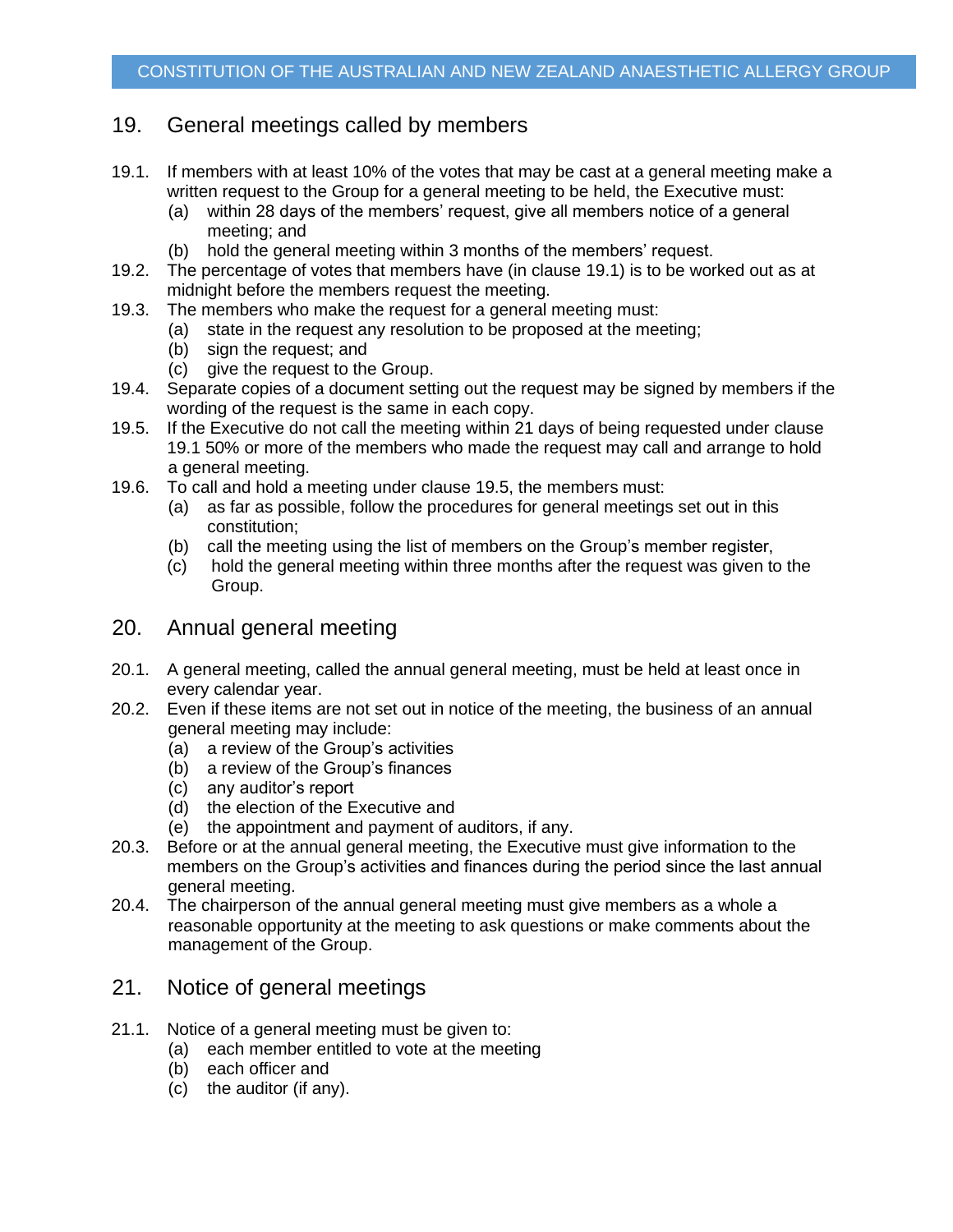## 19. General meetings called by members

19.1. If members with at least 10% of the votes that may be cast at a general meeting make a written request to the Group for a general meeting to be held, the Executive must:
   - (a) within 28 days of the members' request, give all members notice of a general meeting; and
   - (b) hold the general meeting within 3 months of the members' request.

19.2. The percentage of votes that members have (in clause 19.1) is to be worked out as at midnight before the members request the meeting.

19.3. The members who make the request for a general meeting must:
   - (a) state in the request any resolution to be proposed at the meeting;
   - (b) sign the request; and
   - (c) give the request to the Group.

19.4. Separate copies of a document setting out the request may be signed by members if the wording of the request is the same in each copy.

19.5. If the Executive do not call the meeting within 21 days of being requested under clause 19.1 50% or more of the members who made the request may call and arrange to hold a general meeting.

19.6. To call and hold a meeting under clause 19.5, the members must:
   - (a) as far as possible, follow the procedures for general meetings set out in this constitution;
   - (b) call the meeting using the list of members on the Group's member register,
   - (c) hold the general meeting within three months after the request was given to the Group.

## 20. Annual general meeting

20.1. A general meeting, called the annual general meeting, must be held at least once in every calendar year.

20.2. Even if these items are not set out in notice of the meeting, the business of an annual general meeting may include:
   - (a) a review of the Group's activities
   - (b) a review of the Group's finances
   - (c) any auditor's report
   - (d) the election of the Executive and
   - (e) the appointment and payment of auditors, if any.

20.3. Before or at the annual general meeting, the Executive must give information to the members on the Group's activities and finances during the period since the last annual general meeting.

20.4. The chairperson of the annual general meeting must give members as a whole a reasonable opportunity at the meeting to ask questions or make comments about the management of the Group.

## 21. Notice of general meetings

21.1. Notice of a general meeting must be given to:
   - (a) each member entitled to vote at the meeting
   - (b) each officer and
   - (c) the auditor (if any).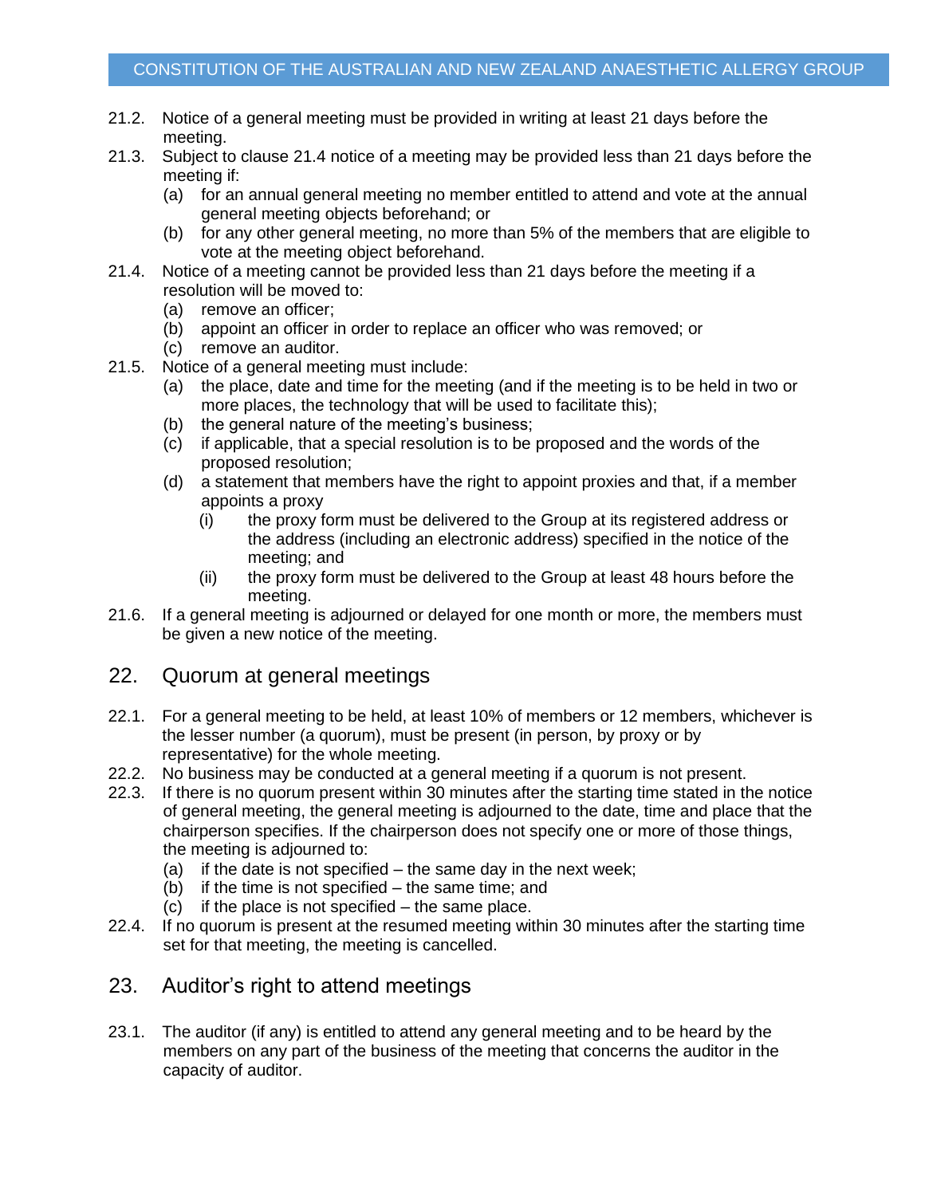21.2. Notice of a general meeting must be provided in writing at least 21 days before the meeting.

21.3. Subject to clause 21.4 notice of a meeting may be provided less than 21 days before the meeting if:

- (a) for an annual general meeting no member entitled to attend and vote at the annual general meeting objects beforehand; or
- (b) for any other general meeting, no more than 5% of the members that are eligible to vote at the meeting object beforehand.

21.4. Notice of a meeting cannot be provided less than 21 days before the meeting if a resolution will be moved to:

- (a) remove an officer;
- (b) appoint an officer in order to replace an officer who was removed; or
- (c) remove an auditor.

21.5. Notice of a general meeting must include:

- (a) the place, date and time for the meeting (and if the meeting is to be held in two or more places, the technology that will be used to facilitate this);
- (b) the general nature of the meeting's business;
- (c) if applicable, that a special resolution is to be proposed and the words of the proposed resolution;
- (d) a statement that members have the right to appoint proxies and that, if a member appoints a proxy
  - (i) the proxy form must be delivered to the Group at its registered address or the address (including an electronic address) specified in the notice of the meeting; and
  - (ii) the proxy form must be delivered to the Group at least 48 hours before the meeting.

21.6. If a general meeting is adjourned or delayed for one month or more, the members must be given a new notice of the meeting.

## 22. Quorum at general meetings

22.1. For a general meeting to be held, at least 10% of members or 12 members, whichever is the lesser number (a quorum), must be present (in person, by proxy or by representative) for the whole meeting.

22.2. No business may be conducted at a general meeting if a quorum is not present.

22.3. If there is no quorum present within 30 minutes after the starting time stated in the notice of general meeting, the general meeting is adjourned to the date, time and place that the chairperson specifies. If the chairperson does not specify one or more of those things, the meeting is adjourned to:

- (a) if the date is not specified – the same day in the next week;
- (b) if the time is not specified – the same time; and
- (c) if the place is not specified – the same place.

22.4. If no quorum is present at the resumed meeting within 30 minutes after the starting time set for that meeting, the meeting is cancelled.

## 23. Auditor's right to attend meetings

23.1. The auditor (if any) is entitled to attend any general meeting and to be heard by the members on any part of the business of the meeting that concerns the auditor in the capacity of auditor.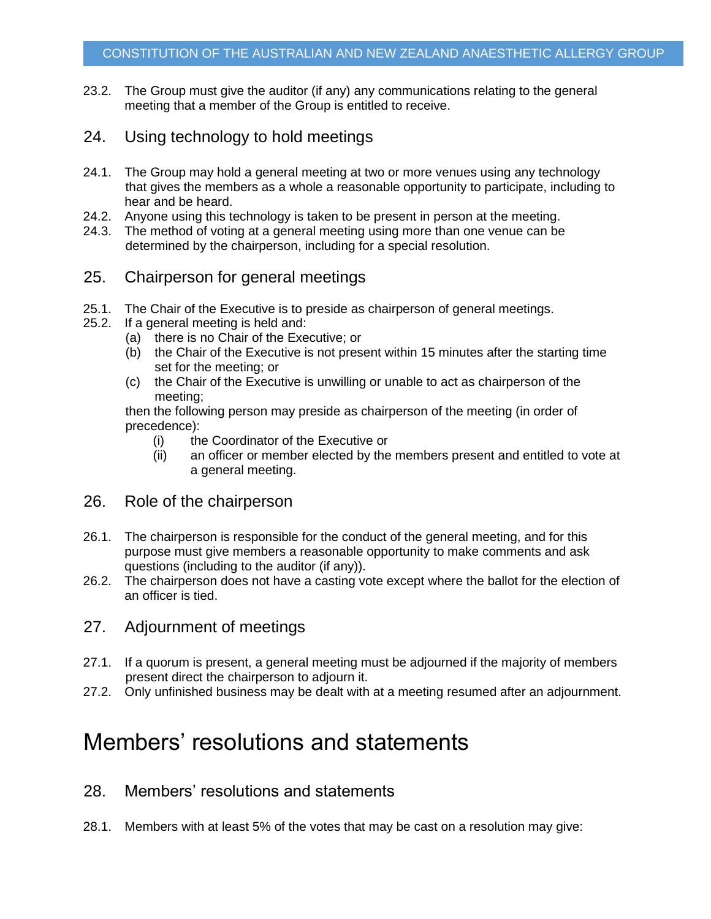23.2. The Group must give the auditor (if any) any communications relating to the general meeting that a member of the Group is entitled to receive.

## 24. Using technology to hold meetings

24.1. The Group may hold a general meeting at two or more venues using any technology that gives the members as a whole a reasonable opportunity to participate, including to hear and be heard.
24.2. Anyone using this technology is taken to be present in person at the meeting.
24.3. The method of voting at a general meeting using more than one venue can be determined by the chairperson, including for a special resolution.

## 25. Chairperson for general meetings

25.1. The Chair of the Executive is to preside as chairperson of general meetings.
25.2. If a general meeting is held and:

- (a) there is no Chair of the Executive; or
- (b) the Chair of the Executive is not present within 15 minutes after the starting time set for the meeting; or
- (c) the Chair of the Executive is unwilling or unable to act as chairperson of the meeting;

then the following person may preside as chairperson of the meeting (in order of precedence):

- (i) the Coordinator of the Executive or
- (ii) an officer or member elected by the members present and entitled to vote at a general meeting.

## 26. Role of the chairperson

26.1. The chairperson is responsible for the conduct of the general meeting, and for this purpose must give members a reasonable opportunity to make comments and ask questions (including to the auditor (if any)).
26.2. The chairperson does not have a casting vote except where the ballot for the election of an officer is tied.

## 27. Adjournment of meetings

27.1. If a quorum is present, a general meeting must be adjourned if the majority of members present direct the chairperson to adjourn it.
27.2. Only unfinished business may be dealt with at a meeting resumed after an adjournment.

# Members' resolutions and statements

## 28. Members' resolutions and statements

28.1. Members with at least 5% of the votes that may be cast on a resolution may give: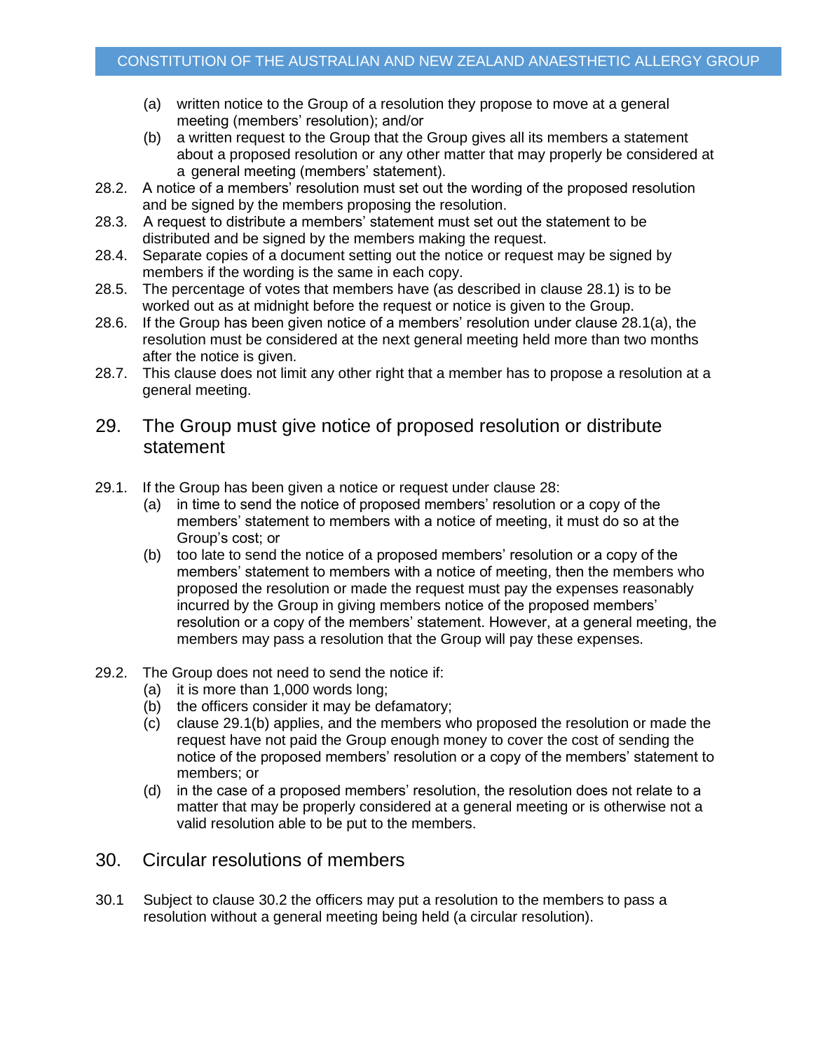(a) written notice to the Group of a resolution they propose to move at a general meeting (members' resolution); and/or

(b) a written request to the Group that the Group gives all its members a statement about a proposed resolution or any other matter that may properly be considered at a general meeting (members' statement).

28.2. A notice of a members' resolution must set out the wording of the proposed resolution and be signed by the members proposing the resolution.

28.3. A request to distribute a members' statement must set out the statement to be distributed and be signed by the members making the request.

28.4. Separate copies of a document setting out the notice or request may be signed by members if the wording is the same in each copy.

28.5. The percentage of votes that members have (as described in clause 28.1) is to be worked out as at midnight before the request or notice is given to the Group.

28.6. If the Group has been given notice of a members' resolution under clause 28.1(a), the resolution must be considered at the next general meeting held more than two months after the notice is given.

28.7. This clause does not limit any other right that a member has to propose a resolution at a general meeting.

## 29. The Group must give notice of proposed resolution or distribute statement

29.1. If the Group has been given a notice or request under clause 28:

(a) in time to send the notice of proposed members' resolution or a copy of the members' statement to members with a notice of meeting, it must do so at the Group's cost; or

(b) too late to send the notice of a proposed members' resolution or a copy of the members' statement to members with a notice of meeting, then the members who proposed the resolution or made the request must pay the expenses reasonably incurred by the Group in giving members notice of the proposed members' resolution or a copy of the members' statement. However, at a general meeting, the members may pass a resolution that the Group will pay these expenses.

29.2. The Group does not need to send the notice if:

(a) it is more than 1,000 words long;

(b) the officers consider it may be defamatory;

(c) clause 29.1(b) applies, and the members who proposed the resolution or made the request have not paid the Group enough money to cover the cost of sending the notice of the proposed members' resolution or a copy of the members' statement to members; or

(d) in the case of a proposed members' resolution, the resolution does not relate to a matter that may be properly considered at a general meeting or is otherwise not a valid resolution able to be put to the members.

## 30. Circular resolutions of members

30.1 Subject to clause 30.2 the officers may put a resolution to the members to pass a resolution without a general meeting being held (a circular resolution).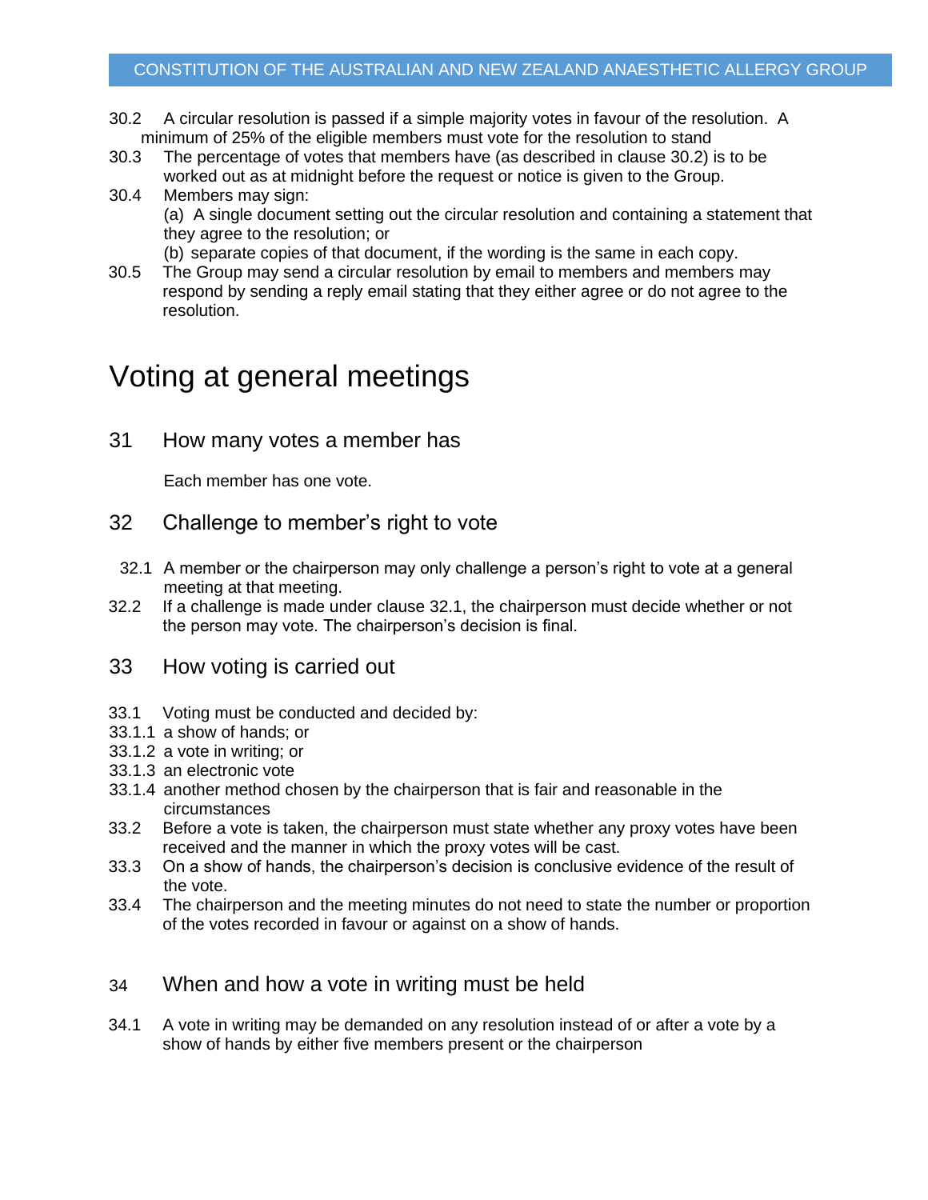30.2 A circular resolution is passed if a simple majority votes in favour of the resolution. A minimum of 25% of the eligible members must vote for the resolution to stand

30.3 The percentage of votes that members have (as described in clause 30.2) is to be worked out as at midnight before the request or notice is given to the Group.

30.4 Members may sign:

(a) A single document setting out the circular resolution and containing a statement that they agree to the resolution; or

(b) separate copies of that document, if the wording is the same in each copy.

30.5 The Group may send a circular resolution by email to members and members may respond by sending a reply email stating that they either agree or do not agree to the resolution.

# Voting at general meetings

## 31 How many votes a member has

Each member has one vote.

## 32 Challenge to member's right to vote

32.1 A member or the chairperson may only challenge a person's right to vote at a general meeting at that meeting.

32.2 If a challenge is made under clause 32.1, the chairperson must decide whether or not the person may vote. The chairperson's decision is final.

## 33 How voting is carried out

33.1 Voting must be conducted and decided by:

33.1.1 a show of hands; or

33.1.2 a vote in writing; or

33.1.3 an electronic vote

33.1.4 another method chosen by the chairperson that is fair and reasonable in the circumstances

33.2 Before a vote is taken, the chairperson must state whether any proxy votes have been received and the manner in which the proxy votes will be cast.

33.3 On a show of hands, the chairperson's decision is conclusive evidence of the result of the vote.

33.4 The chairperson and the meeting minutes do not need to state the number or proportion of the votes recorded in favour or against on a show of hands.

## 34 When and how a vote in writing must be held

34.1 A vote in writing may be demanded on any resolution instead of or after a vote by a show of hands by either five members present or the chairperson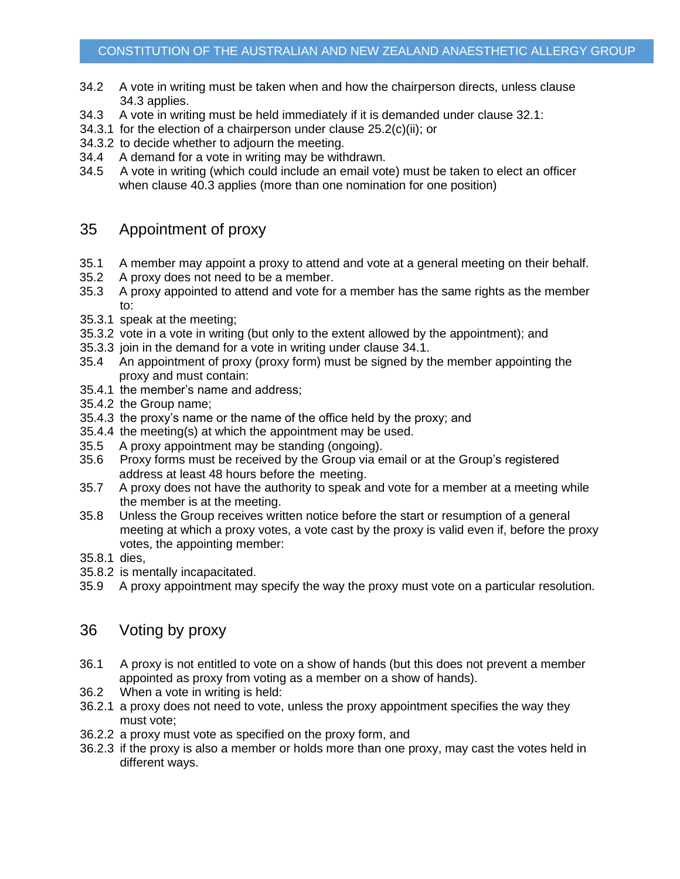34.2 A vote in writing must be taken when and how the chairperson directs, unless clause 34.3 applies.

34.3 A vote in writing must be held immediately if it is demanded under clause 32.1:

34.3.1 for the election of a chairperson under clause 25.2(c)(ii); or

34.3.2 to decide whether to adjourn the meeting.

34.4 A demand for a vote in writing may be withdrawn.

34.5 A vote in writing (which could include an email vote) must be taken to elect an officer when clause 40.3 applies (more than one nomination for one position)

## 35 Appointment of proxy

35.1 A member may appoint a proxy to attend and vote at a general meeting on their behalf.

35.2 A proxy does not need to be a member.

35.3 A proxy appointed to attend and vote for a member has the same rights as the member to:

35.3.1 speak at the meeting;

35.3.2 vote in a vote in writing (but only to the extent allowed by the appointment); and

35.3.3 join in the demand for a vote in writing under clause 34.1.

35.4 An appointment of proxy (proxy form) must be signed by the member appointing the proxy and must contain:

35.4.1 the member's name and address;

35.4.2 the Group name;

35.4.3 the proxy's name or the name of the office held by the proxy; and

35.4.4 the meeting(s) at which the appointment may be used.

35.5 A proxy appointment may be standing (ongoing).

35.6 Proxy forms must be received by the Group via email or at the Group's registered address at least 48 hours before the meeting.

35.7 A proxy does not have the authority to speak and vote for a member at a meeting while the member is at the meeting.

35.8 Unless the Group receives written notice before the start or resumption of a general meeting at which a proxy votes, a vote cast by the proxy is valid even if, before the proxy votes, the appointing member:

35.8.1 dies,

35.8.2 is mentally incapacitated.

35.9 A proxy appointment may specify the way the proxy must vote on a particular resolution.

## 36 Voting by proxy

36.1 A proxy is not entitled to vote on a show of hands (but this does not prevent a member appointed as proxy from voting as a member on a show of hands).

36.2 When a vote in writing is held:

36.2.1 a proxy does not need to vote, unless the proxy appointment specifies the way they must vote;

36.2.2 a proxy must vote as specified on the proxy form, and

36.2.3 if the proxy is also a member or holds more than one proxy, may cast the votes held in different ways.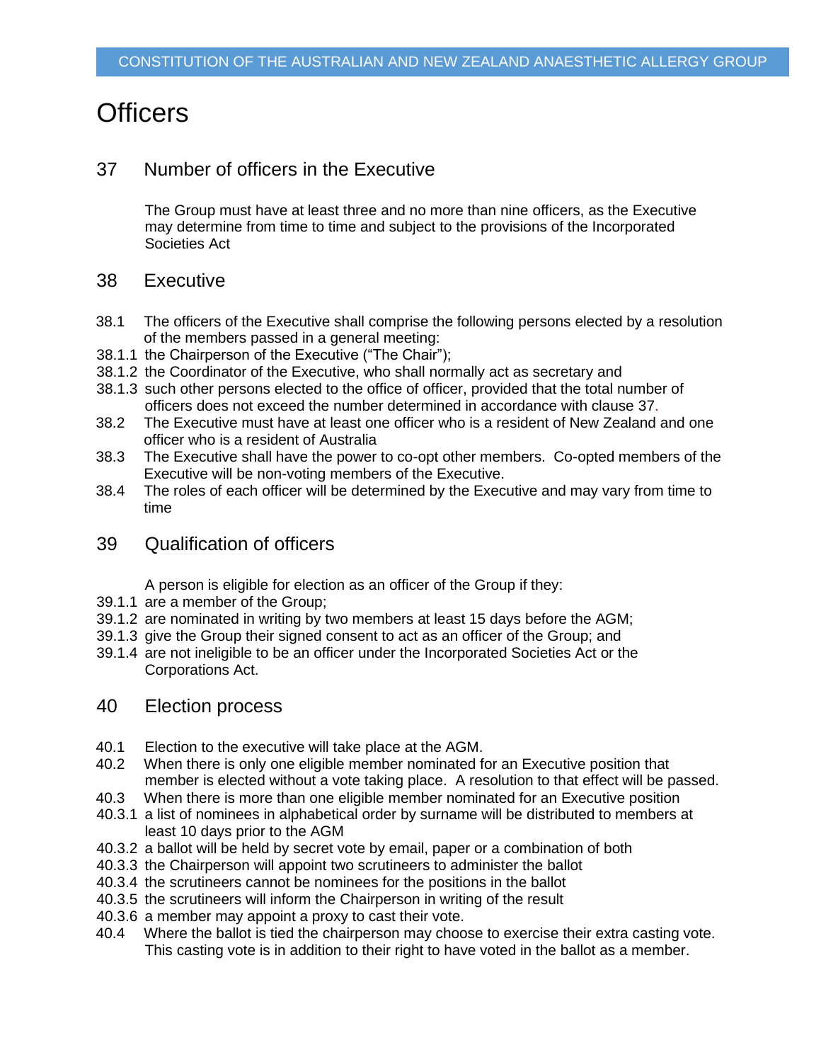# Officers

## 37 Number of officers in the Executive

The Group must have at least three and no more than nine officers, as the Executive may determine from time to time and subject to the provisions of the Incorporated Societies Act

## 38 Executive

38.1 The officers of the Executive shall comprise the following persons elected by a resolution of the members passed in a general meeting:

38.1.1 the Chairperson of the Executive ("The Chair");

38.1.2 the Coordinator of the Executive, who shall normally act as secretary and

38.1.3 such other persons elected to the office of officer, provided that the total number of officers does not exceed the number determined in accordance with clause 37.

38.2 The Executive must have at least one officer who is a resident of New Zealand and one officer who is a resident of Australia

38.3 The Executive shall have the power to co-opt other members. Co-opted members of the Executive will be non-voting members of the Executive.

38.4 The roles of each officer will be determined by the Executive and may vary from time to time

## 39 Qualification of officers

A person is eligible for election as an officer of the Group if they:

39.1.1 are a member of the Group;

39.1.2 are nominated in writing by two members at least 15 days before the AGM;

39.1.3 give the Group their signed consent to act as an officer of the Group; and

39.1.4 are not ineligible to be an officer under the Incorporated Societies Act or the Corporations Act.

## 40 Election process

40.1 Election to the executive will take place at the AGM.

40.2 When there is only one eligible member nominated for an Executive position that member is elected without a vote taking place. A resolution to that effect will be passed.

40.3 When there is more than one eligible member nominated for an Executive position

40.3.1 a list of nominees in alphabetical order by surname will be distributed to members at least 10 days prior to the AGM

40.3.2 a ballot will be held by secret vote by email, paper or a combination of both

40.3.3 the Chairperson will appoint two scrutineers to administer the ballot

40.3.4 the scrutineers cannot be nominees for the positions in the ballot

40.3.5 the scrutineers will inform the Chairperson in writing of the result

40.3.6 a member may appoint a proxy to cast their vote.

40.4 Where the ballot is tied the chairperson may choose to exercise their extra casting vote. This casting vote is in addition to their right to have voted in the ballot as a member.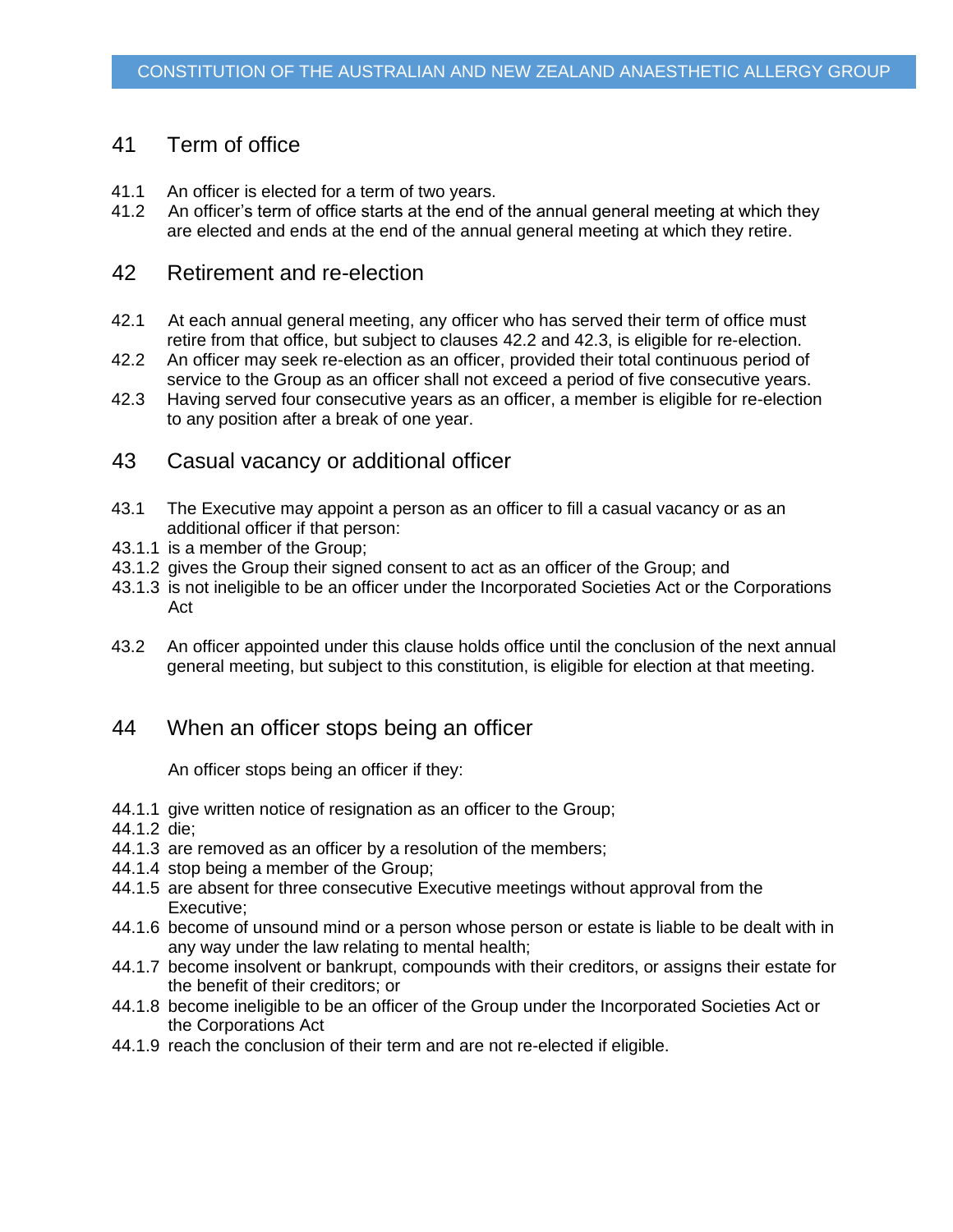## 41 Term of office

41.1 An officer is elected for a term of two years.

41.2 An officer's term of office starts at the end of the annual general meeting at which they are elected and ends at the end of the annual general meeting at which they retire.

## 42 Retirement and re-election

42.1 At each annual general meeting, any officer who has served their term of office must retire from that office, but subject to clauses 42.2 and 42.3, is eligible for re-election.

42.2 An officer may seek re-election as an officer, provided their total continuous period of service to the Group as an officer shall not exceed a period of five consecutive years.

42.3 Having served four consecutive years as an officer, a member is eligible for re-election to any position after a break of one year.

## 43 Casual vacancy or additional officer

43.1 The Executive may appoint a person as an officer to fill a casual vacancy or as an additional officer if that person:

43.1.1 is a member of the Group;

43.1.2 gives the Group their signed consent to act as an officer of the Group; and

43.1.3 is not ineligible to be an officer under the Incorporated Societies Act or the Corporations Act

43.2 An officer appointed under this clause holds office until the conclusion of the next annual general meeting, but subject to this constitution, is eligible for election at that meeting.

## 44 When an officer stops being an officer

An officer stops being an officer if they:

44.1.1 give written notice of resignation as an officer to the Group;

44.1.2 die;

44.1.3 are removed as an officer by a resolution of the members;

44.1.4 stop being a member of the Group;

44.1.5 are absent for three consecutive Executive meetings without approval from the Executive;

44.1.6 become of unsound mind or a person whose person or estate is liable to be dealt with in any way under the law relating to mental health;

44.1.7 become insolvent or bankrupt, compounds with their creditors, or assigns their estate for the benefit of their creditors; or

44.1.8 become ineligible to be an officer of the Group under the Incorporated Societies Act or the Corporations Act

44.1.9 reach the conclusion of their term and are not re-elected if eligible.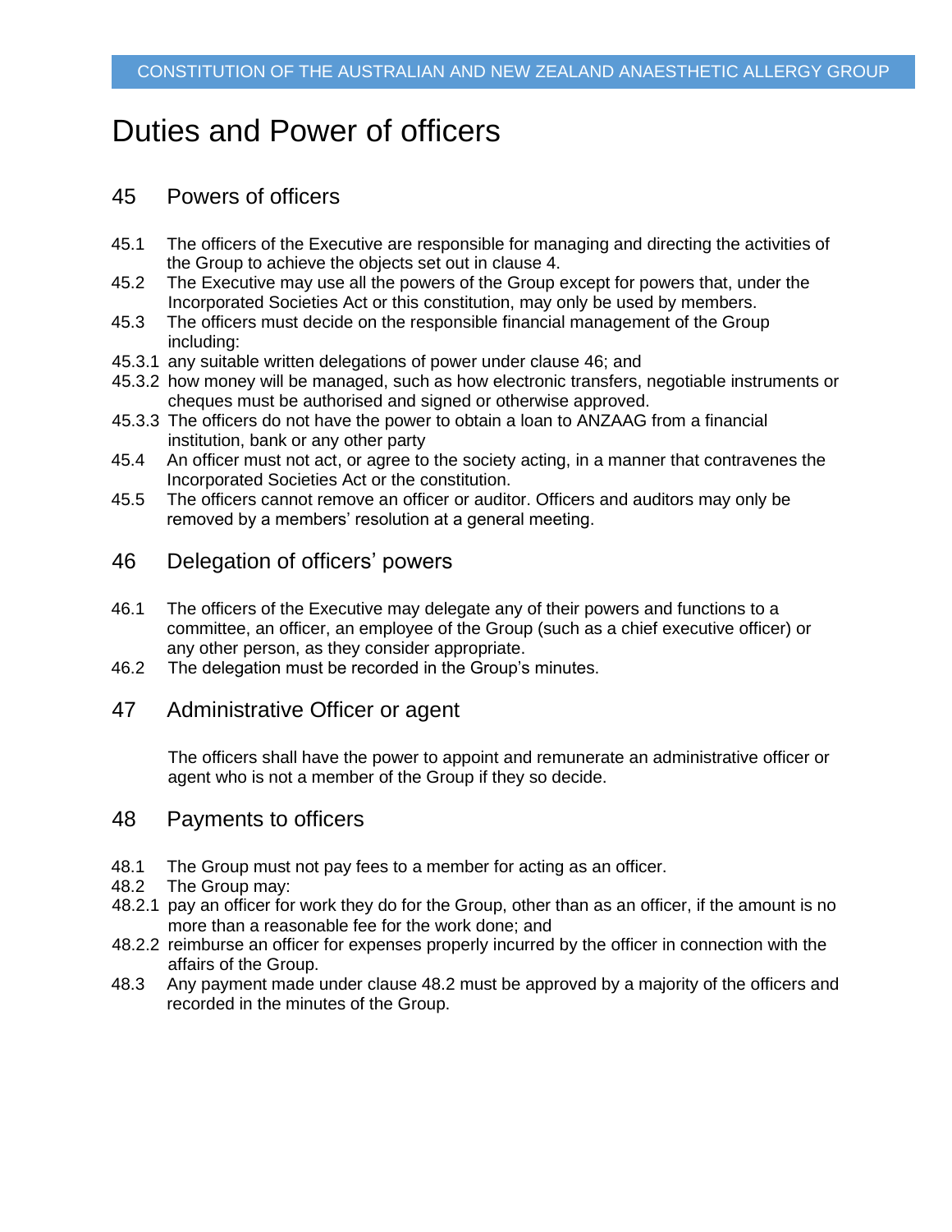# Duties and Power of officers

## 45 Powers of officers

45.1 The officers of the Executive are responsible for managing and directing the activities of the Group to achieve the objects set out in clause 4.

45.2 The Executive may use all the powers of the Group except for powers that, under the Incorporated Societies Act or this constitution, may only be used by members.

45.3 The officers must decide on the responsible financial management of the Group including:

45.3.1 any suitable written delegations of power under clause 46; and

45.3.2 how money will be managed, such as how electronic transfers, negotiable instruments or cheques must be authorised and signed or otherwise approved.

45.3.3 The officers do not have the power to obtain a loan to ANZAAG from a financial institution, bank or any other party

45.4 An officer must not act, or agree to the society acting, in a manner that contravenes the Incorporated Societies Act or the constitution.

45.5 The officers cannot remove an officer or auditor. Officers and auditors may only be removed by a members' resolution at a general meeting.

## 46 Delegation of officers' powers

46.1 The officers of the Executive may delegate any of their powers and functions to a committee, an officer, an employee of the Group (such as a chief executive officer) or any other person, as they consider appropriate.

46.2 The delegation must be recorded in the Group's minutes.

## 47 Administrative Officer or agent

The officers shall have the power to appoint and remunerate an administrative officer or agent who is not a member of the Group if they so decide.

## 48 Payments to officers

48.1 The Group must not pay fees to a member for acting as an officer.

48.2 The Group may:

48.2.1 pay an officer for work they do for the Group, other than as an officer, if the amount is no more than a reasonable fee for the work done; and

48.2.2 reimburse an officer for expenses properly incurred by the officer in connection with the affairs of the Group.

48.3 Any payment made under clause 48.2 must be approved by a majority of the officers and recorded in the minutes of the Group.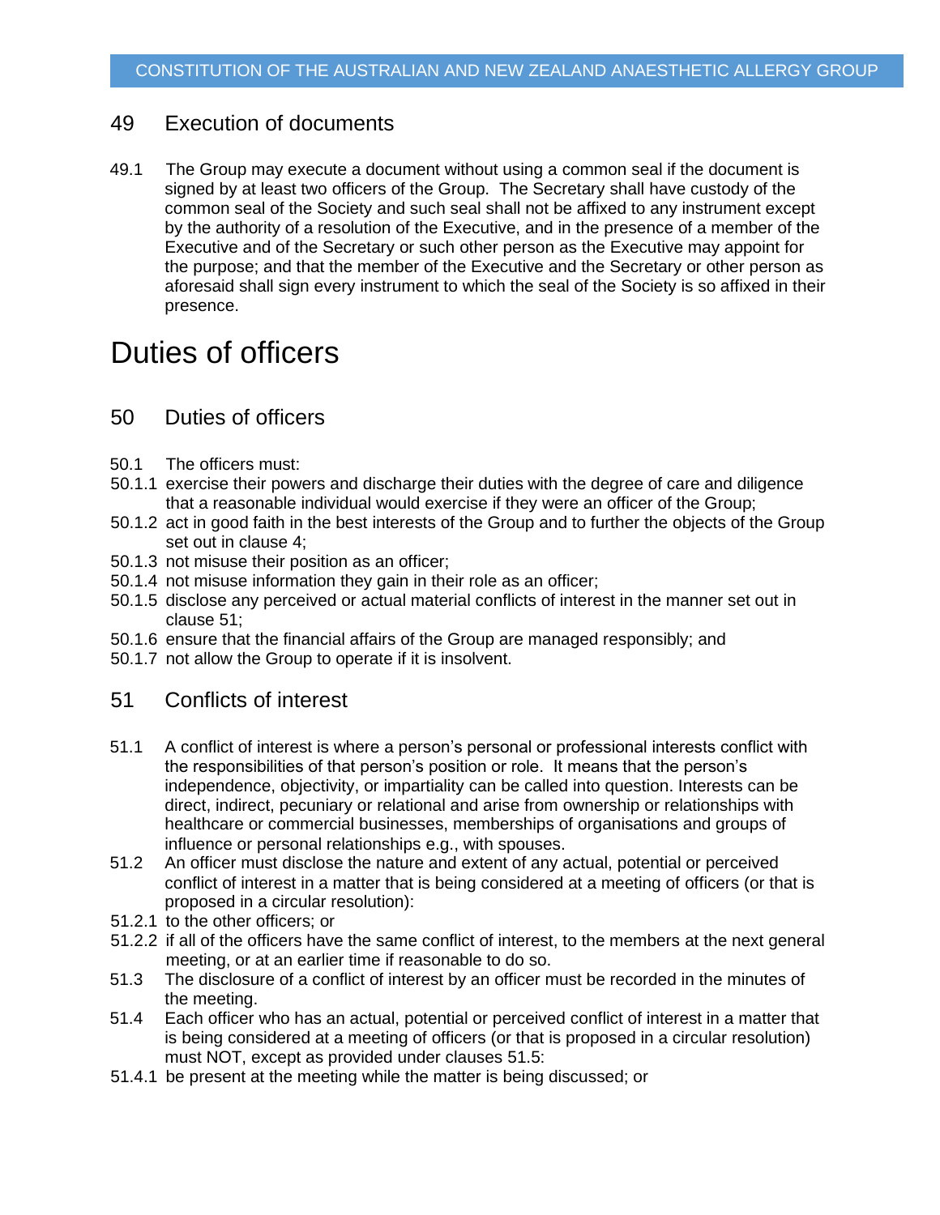## 49 Execution of documents

49.1 The Group may execute a document without using a common seal if the document is signed by at least two officers of the Group. The Secretary shall have custody of the common seal of the Society and such seal shall not be affixed to any instrument except by the authority of a resolution of the Executive, and in the presence of a member of the Executive and of the Secretary or such other person as the Executive may appoint for the purpose; and that the member of the Executive and the Secretary or other person as aforesaid shall sign every instrument to which the seal of the Society is so affixed in their presence.

# Duties of officers

## 50 Duties of officers

50.1 The officers must:

50.1.1 exercise their powers and discharge their duties with the degree of care and diligence that a reasonable individual would exercise if they were an officer of the Group;

50.1.2 act in good faith in the best interests of the Group and to further the objects of the Group set out in clause 4;

50.1.3 not misuse their position as an officer;

50.1.4 not misuse information they gain in their role as an officer;

50.1.5 disclose any perceived or actual material conflicts of interest in the manner set out in clause 51;

50.1.6 ensure that the financial affairs of the Group are managed responsibly; and

50.1.7 not allow the Group to operate if it is insolvent.

## 51 Conflicts of interest

51.1 A conflict of interest is where a person's personal or professional interests conflict with the responsibilities of that person's position or role. It means that the person's independence, objectivity, or impartiality can be called into question. Interests can be direct, indirect, pecuniary or relational and arise from ownership or relationships with healthcare or commercial businesses, memberships of organisations and groups of influence or personal relationships e.g., with spouses.

51.2 An officer must disclose the nature and extent of any actual, potential or perceived conflict of interest in a matter that is being considered at a meeting of officers (or that is proposed in a circular resolution):

51.2.1 to the other officers; or

51.2.2 if all of the officers have the same conflict of interest, to the members at the next general meeting, or at an earlier time if reasonable to do so.

51.3 The disclosure of a conflict of interest by an officer must be recorded in the minutes of the meeting.

51.4 Each officer who has an actual, potential or perceived conflict of interest in a matter that is being considered at a meeting of officers (or that is proposed in a circular resolution) must NOT, except as provided under clauses 51.5:

51.4.1 be present at the meeting while the matter is being discussed; or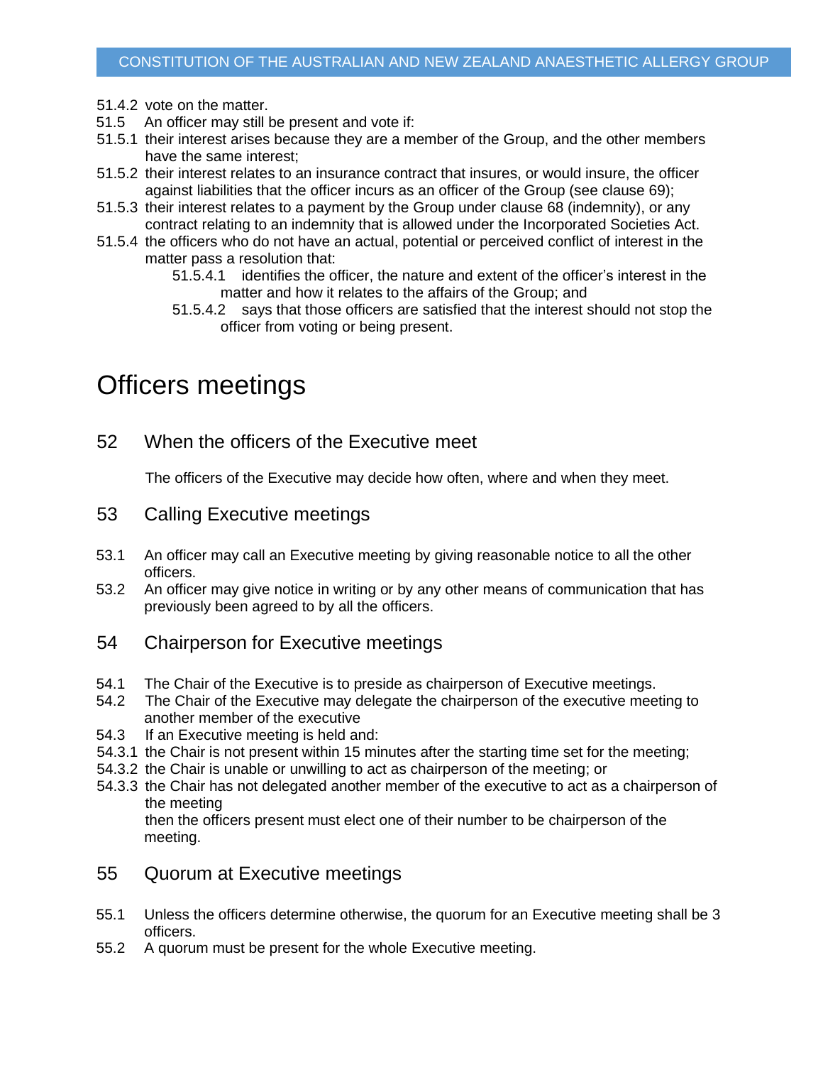51.4.2 vote on the matter.

51.5 An officer may still be present and vote if:

51.5.1 their interest arises because they are a member of the Group, and the other members have the same interest;

51.5.2 their interest relates to an insurance contract that insures, or would insure, the officer against liabilities that the officer incurs as an officer of the Group (see clause 69);

51.5.3 their interest relates to a payment by the Group under clause 68 (indemnity), or any contract relating to an indemnity that is allowed under the Incorporated Societies Act.

51.5.4 the officers who do not have an actual, potential or perceived conflict of interest in the matter pass a resolution that:

> 51.5.4.1 identifies the officer, the nature and extent of the officer's interest in the matter and how it relates to the affairs of the Group; and
>
> 51.5.4.2 says that those officers are satisfied that the interest should not stop the officer from voting or being present.

# Officers meetings

## 52 When the officers of the Executive meet

The officers of the Executive may decide how often, where and when they meet.

## 53 Calling Executive meetings

53.1 An officer may call an Executive meeting by giving reasonable notice to all the other officers.

53.2 An officer may give notice in writing or by any other means of communication that has previously been agreed to by all the officers.

## 54 Chairperson for Executive meetings

54.1 The Chair of the Executive is to preside as chairperson of Executive meetings.

54.2 The Chair of the Executive may delegate the chairperson of the executive meeting to another member of the executive

54.3 If an Executive meeting is held and:

54.3.1 the Chair is not present within 15 minutes after the starting time set for the meeting;

54.3.2 the Chair is unable or unwilling to act as chairperson of the meeting; or

54.3.3 the Chair has not delegated another member of the executive to act as a chairperson of the meeting

then the officers present must elect one of their number to be chairperson of the meeting.

## 55 Quorum at Executive meetings

55.1 Unless the officers determine otherwise, the quorum for an Executive meeting shall be 3 officers.

55.2 A quorum must be present for the whole Executive meeting.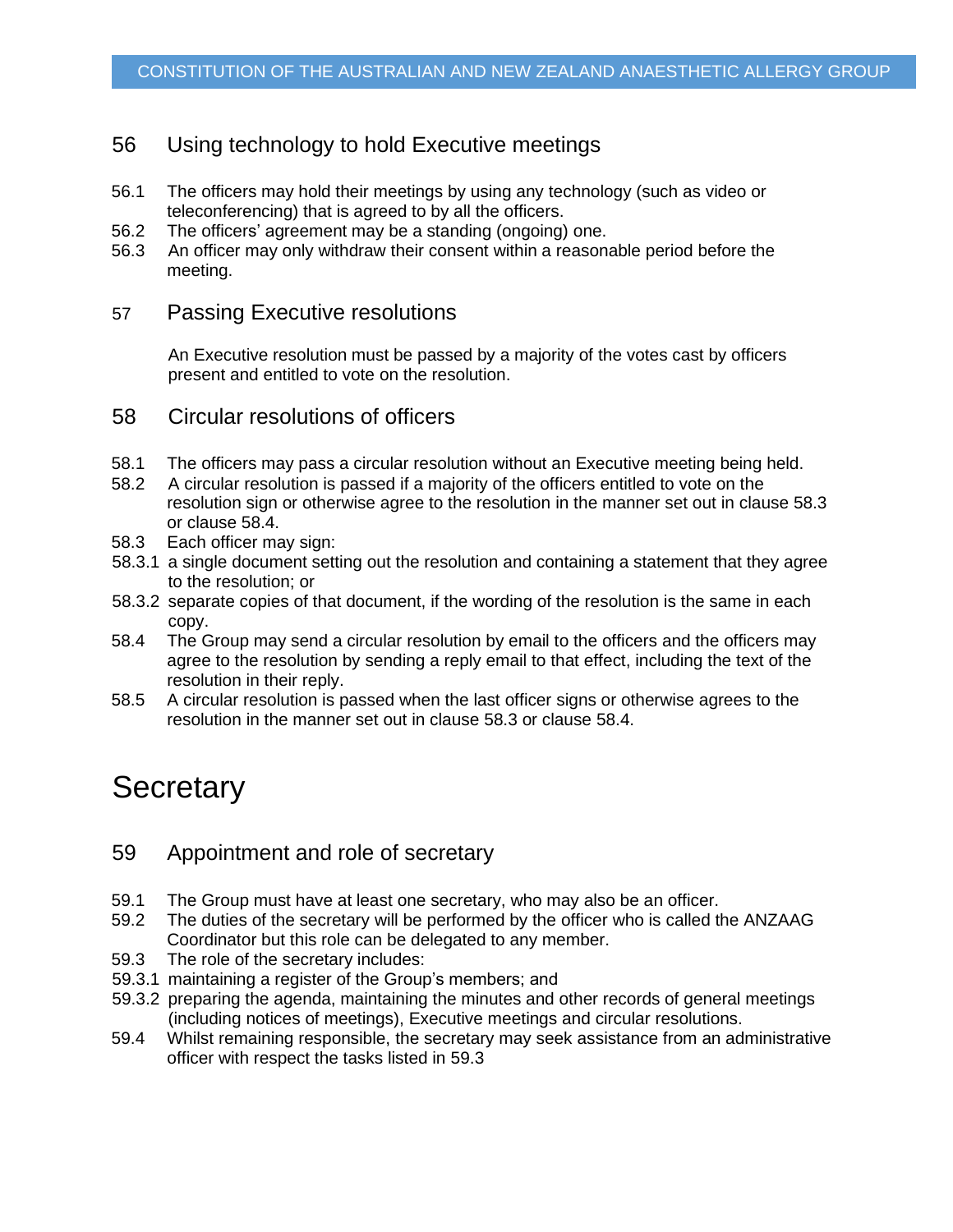## 56 Using technology to hold Executive meetings

56.1 The officers may hold their meetings by using any technology (such as video or teleconferencing) that is agreed to by all the officers.

56.2 The officers' agreement may be a standing (ongoing) one.

56.3 An officer may only withdraw their consent within a reasonable period before the meeting.

## 57 Passing Executive resolutions

An Executive resolution must be passed by a majority of the votes cast by officers present and entitled to vote on the resolution.

## 58 Circular resolutions of officers

58.1 The officers may pass a circular resolution without an Executive meeting being held.

58.2 A circular resolution is passed if a majority of the officers entitled to vote on the resolution sign or otherwise agree to the resolution in the manner set out in clause 58.3 or clause 58.4.

58.3 Each officer may sign:

58.3.1 a single document setting out the resolution and containing a statement that they agree to the resolution; or

58.3.2 separate copies of that document, if the wording of the resolution is the same in each copy.

58.4 The Group may send a circular resolution by email to the officers and the officers may agree to the resolution by sending a reply email to that effect, including the text of the resolution in their reply.

58.5 A circular resolution is passed when the last officer signs or otherwise agrees to the resolution in the manner set out in clause 58.3 or clause 58.4.

# Secretary

## 59 Appointment and role of secretary

59.1 The Group must have at least one secretary, who may also be an officer.

59.2 The duties of the secretary will be performed by the officer who is called the ANZAAG Coordinator but this role can be delegated to any member.

59.3 The role of the secretary includes:

59.3.1 maintaining a register of the Group's members; and

59.3.2 preparing the agenda, maintaining the minutes and other records of general meetings (including notices of meetings), Executive meetings and circular resolutions.

59.4 Whilst remaining responsible, the secretary may seek assistance from an administrative officer with respect the tasks listed in 59.3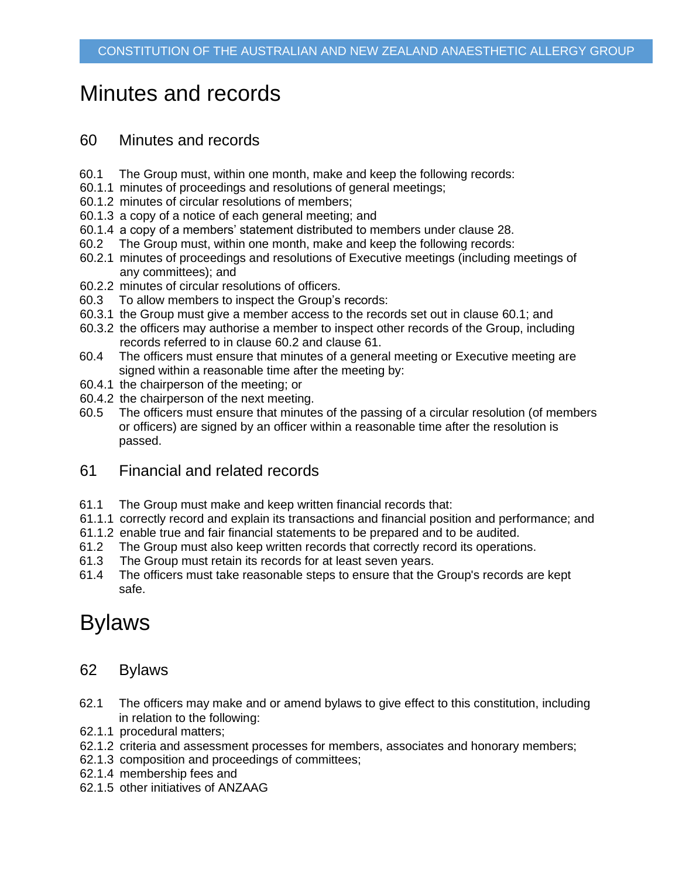# Minutes and records

## 60 Minutes and records

60.1 The Group must, within one month, make and keep the following records:

60.1.1 minutes of proceedings and resolutions of general meetings;

60.1.2 minutes of circular resolutions of members;

60.1.3 a copy of a notice of each general meeting; and

60.1.4 a copy of a members' statement distributed to members under clause 28.

60.2 The Group must, within one month, make and keep the following records:

60.2.1 minutes of proceedings and resolutions of Executive meetings (including meetings of any committees); and

60.2.2 minutes of circular resolutions of officers.

60.3 To allow members to inspect the Group's records:

60.3.1 the Group must give a member access to the records set out in clause 60.1; and

60.3.2 the officers may authorise a member to inspect other records of the Group, including records referred to in clause 60.2 and clause 61.

60.4 The officers must ensure that minutes of a general meeting or Executive meeting are signed within a reasonable time after the meeting by:

60.4.1 the chairperson of the meeting; or

60.4.2 the chairperson of the next meeting.

60.5 The officers must ensure that minutes of the passing of a circular resolution (of members or officers) are signed by an officer within a reasonable time after the resolution is passed.

## 61 Financial and related records

61.1 The Group must make and keep written financial records that:

61.1.1 correctly record and explain its transactions and financial position and performance; and

61.1.2 enable true and fair financial statements to be prepared and to be audited.

61.2 The Group must also keep written records that correctly record its operations.

61.3 The Group must retain its records for at least seven years.

61.4 The officers must take reasonable steps to ensure that the Group's records are kept safe.

# Bylaws

## 62 Bylaws

62.1 The officers may make and or amend bylaws to give effect to this constitution, including in relation to the following:

62.1.1 procedural matters;

62.1.2 criteria and assessment processes for members, associates and honorary members;

62.1.3 composition and proceedings of committees;

62.1.4 membership fees and

62.1.5 other initiatives of ANZAAG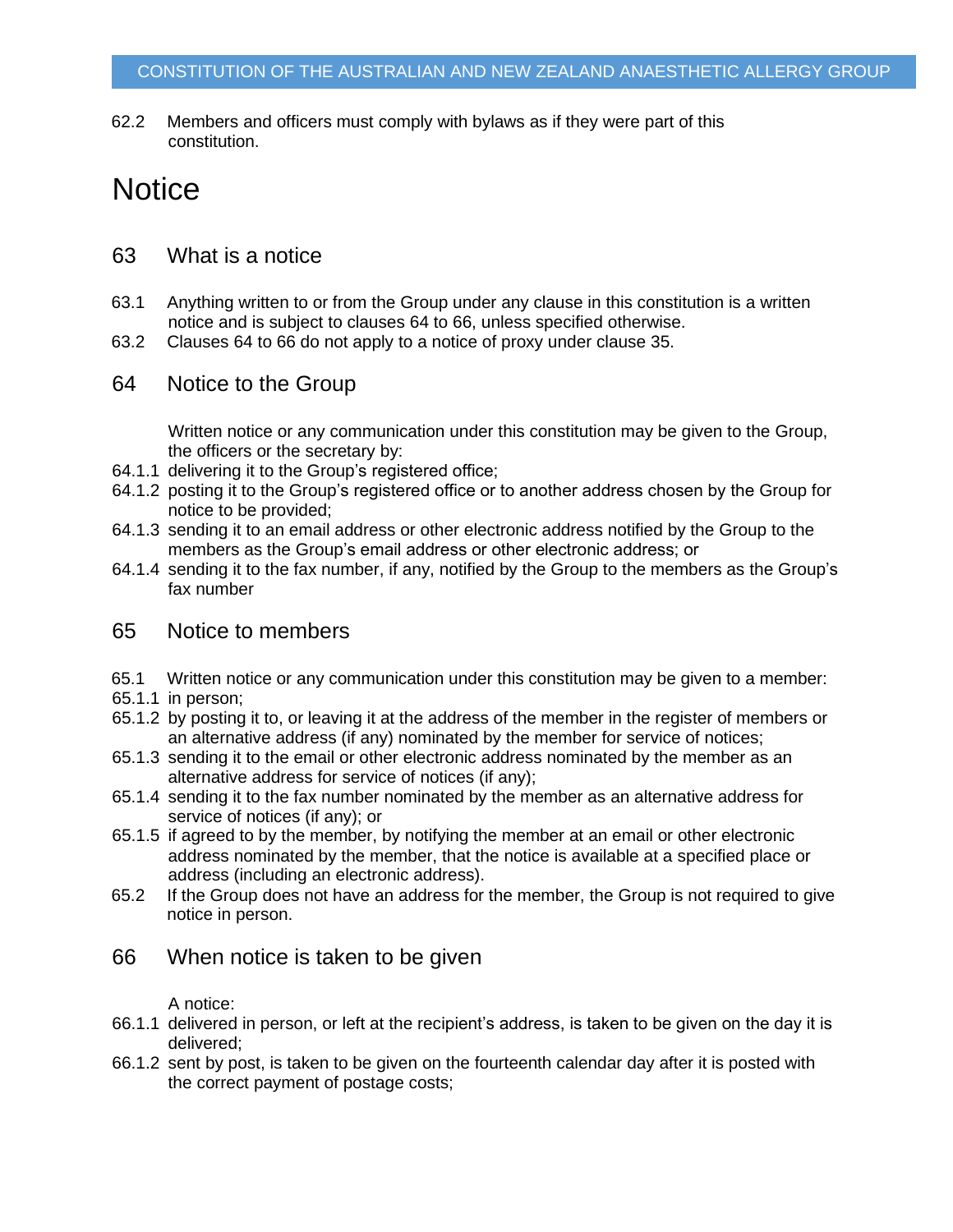62.2 Members and officers must comply with bylaws as if they were part of this constitution.

# Notice

## 63 What is a notice

63.1 Anything written to or from the Group under any clause in this constitution is a written notice and is subject to clauses 64 to 66, unless specified otherwise.

63.2 Clauses 64 to 66 do not apply to a notice of proxy under clause 35.

## 64 Notice to the Group

Written notice or any communication under this constitution may be given to the Group, the officers or the secretary by:

64.1.1 delivering it to the Group's registered office;

64.1.2 posting it to the Group's registered office or to another address chosen by the Group for notice to be provided;

64.1.3 sending it to an email address or other electronic address notified by the Group to the members as the Group's email address or other electronic address; or

64.1.4 sending it to the fax number, if any, notified by the Group to the members as the Group's fax number

## 65 Notice to members

65.1 Written notice or any communication under this constitution may be given to a member:

65.1.1 in person;

65.1.2 by posting it to, or leaving it at the address of the member in the register of members or an alternative address (if any) nominated by the member for service of notices;

65.1.3 sending it to the email or other electronic address nominated by the member as an alternative address for service of notices (if any);

65.1.4 sending it to the fax number nominated by the member as an alternative address for service of notices (if any); or

65.1.5 if agreed to by the member, by notifying the member at an email or other electronic address nominated by the member, that the notice is available at a specified place or address (including an electronic address).

65.2 If the Group does not have an address for the member, the Group is not required to give notice in person.

## 66 When notice is taken to be given

A notice:

66.1.1 delivered in person, or left at the recipient's address, is taken to be given on the day it is delivered;

66.1.2 sent by post, is taken to be given on the fourteenth calendar day after it is posted with the correct payment of postage costs;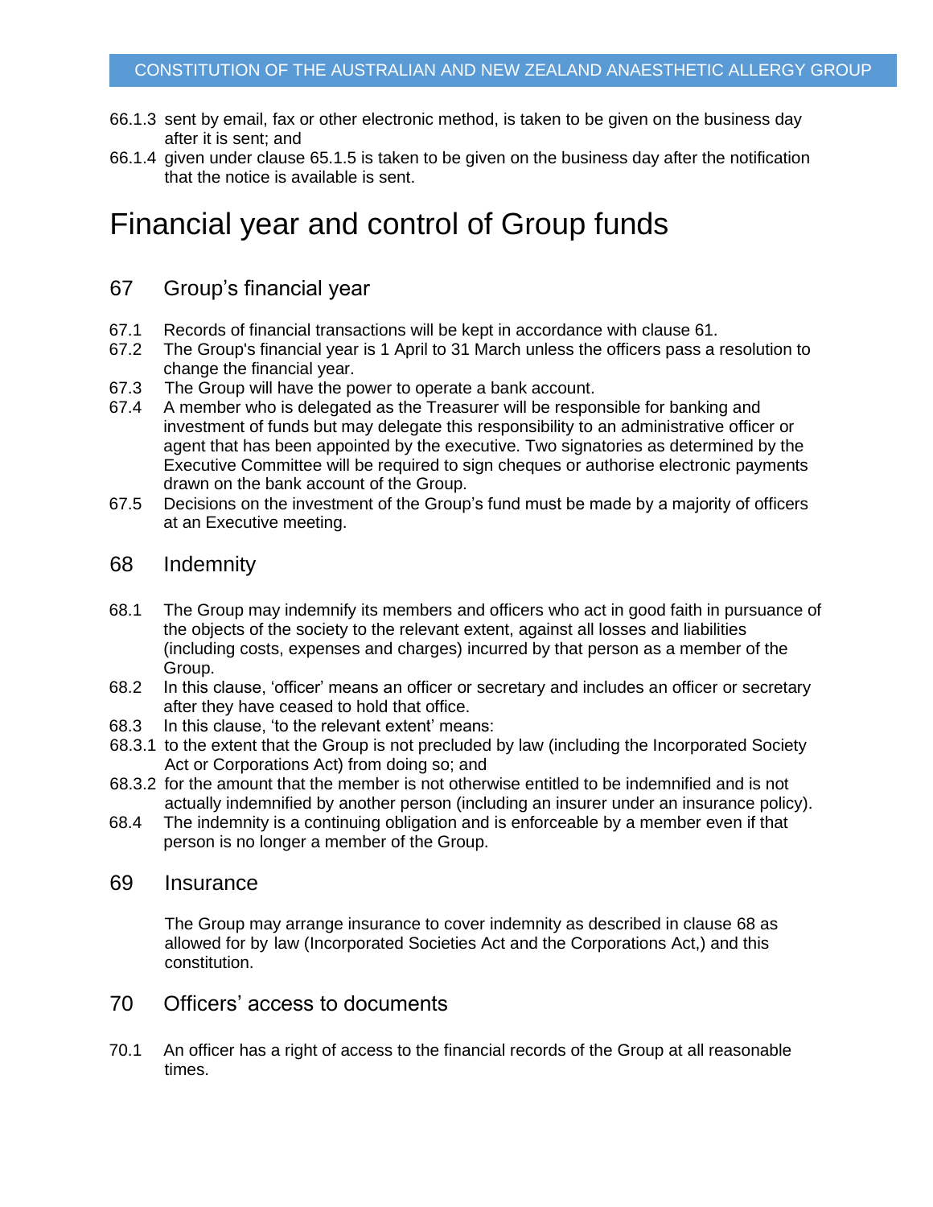66.1.3 sent by email, fax or other electronic method, is taken to be given on the business day after it is sent; and

66.1.4 given under clause 65.1.5 is taken to be given on the business day after the notification that the notice is available is sent.

# Financial year and control of Group funds

## 67 Group's financial year

67.1 Records of financial transactions will be kept in accordance with clause 61.

67.2 The Group's financial year is 1 April to 31 March unless the officers pass a resolution to change the financial year.

67.3 The Group will have the power to operate a bank account.

67.4 A member who is delegated as the Treasurer will be responsible for banking and investment of funds but may delegate this responsibility to an administrative officer or agent that has been appointed by the executive. Two signatories as determined by the Executive Committee will be required to sign cheques or authorise electronic payments drawn on the bank account of the Group.

67.5 Decisions on the investment of the Group's fund must be made by a majority of officers at an Executive meeting.

## 68 Indemnity

68.1 The Group may indemnify its members and officers who act in good faith in pursuance of the objects of the society to the relevant extent, against all losses and liabilities (including costs, expenses and charges) incurred by that person as a member of the Group.

68.2 In this clause, 'officer' means an officer or secretary and includes an officer or secretary after they have ceased to hold that office.

68.3 In this clause, 'to the relevant extent' means:

68.3.1 to the extent that the Group is not precluded by law (including the Incorporated Society Act or Corporations Act) from doing so; and

68.3.2 for the amount that the member is not otherwise entitled to be indemnified and is not actually indemnified by another person (including an insurer under an insurance policy).

68.4 The indemnity is a continuing obligation and is enforceable by a member even if that person is no longer a member of the Group.

## 69 Insurance

The Group may arrange insurance to cover indemnity as described in clause 68 as allowed for by law (Incorporated Societies Act and the Corporations Act,) and this constitution.

## 70 Officers' access to documents

70.1 An officer has a right of access to the financial records of the Group at all reasonable times.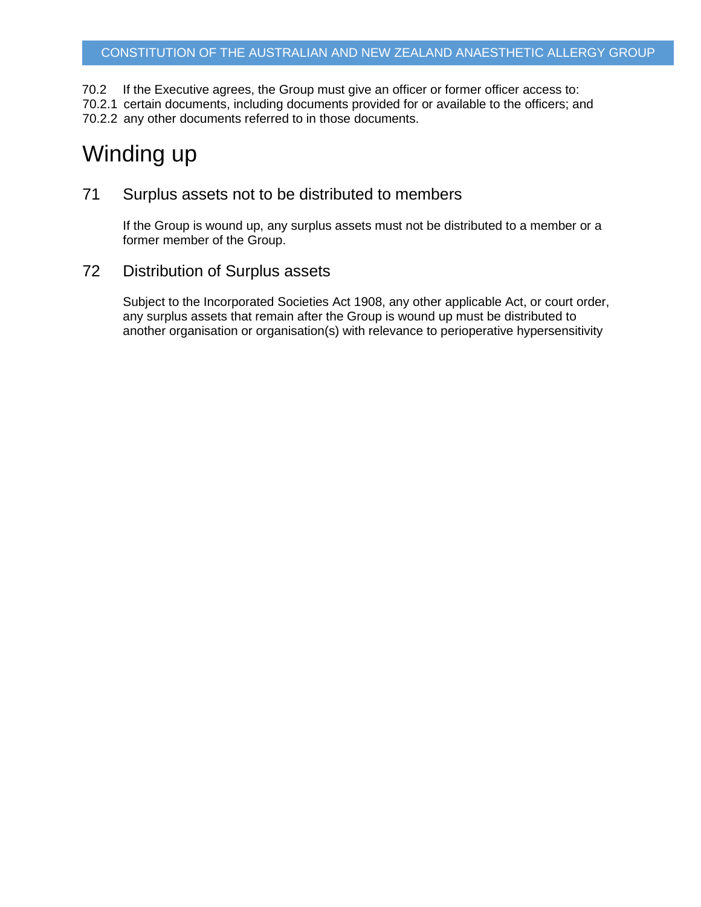70.2 If the Executive agrees, the Group must give an officer or former officer access to:

70.2.1 certain documents, including documents provided for or available to the officers; and

70.2.2 any other documents referred to in those documents.

# Winding up

## 71 Surplus assets not to be distributed to members

If the Group is wound up, any surplus assets must not be distributed to a member or a former member of the Group.

## 72 Distribution of Surplus assets

Subject to the Incorporated Societies Act 1908, any other applicable Act, or court order, any surplus assets that remain after the Group is wound up must be distributed to another organisation or organisation(s) with relevance to perioperative hypersensitivity